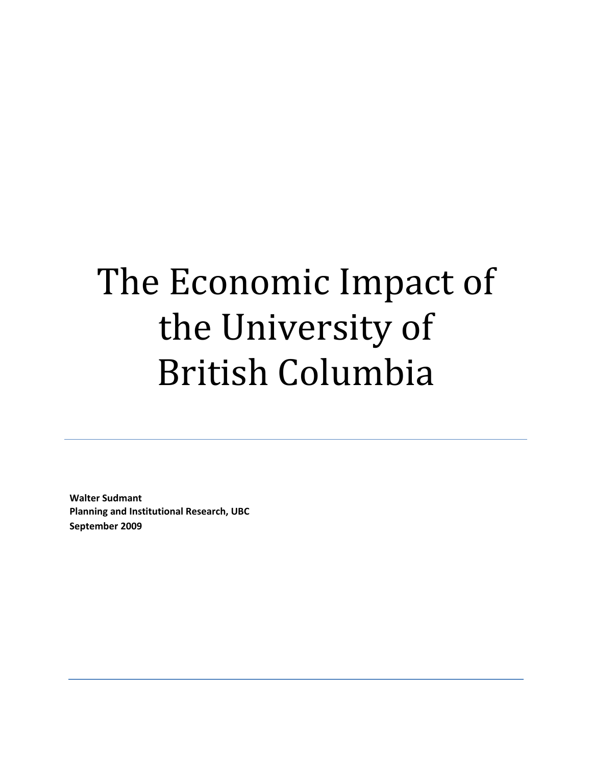# The Economic Impact of the University of British Columbia

---

**Walter Sudmant**
**Planning and Institutional Research, UBC**
**September 2009**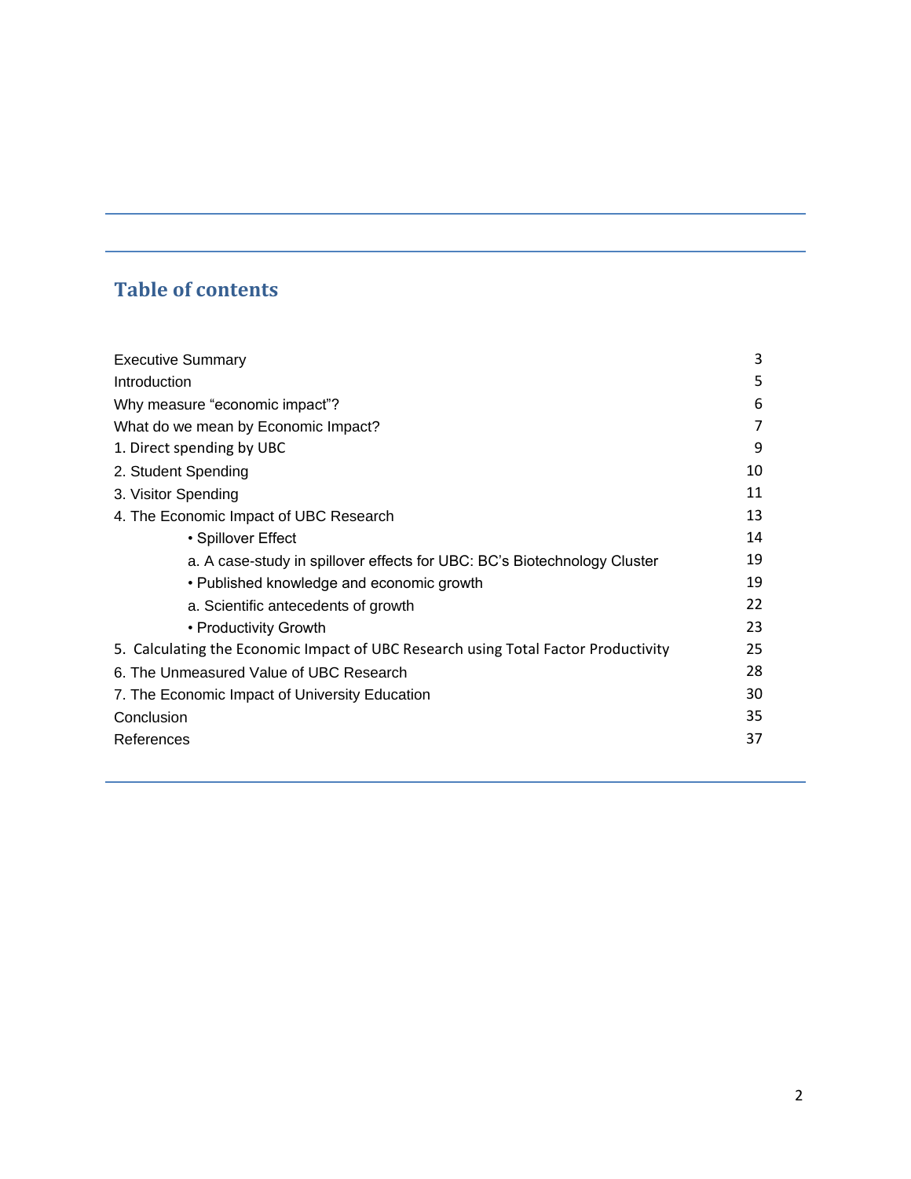## Table of contents

| | |
|---|---|
| Executive Summary | 3 |
| Introduction | 5 |
| Why measure "economic impact"? | 6 |
| What do we mean by Economic Impact? | 7 |
| 1. Direct spending by UBC | 9 |
| 2. Student Spending | 10 |
| 3. Visitor Spending | 11 |
| 4. The Economic Impact of UBC Research | 13 |
| • Spillover Effect | 14 |
| a. A case-study in spillover effects for UBC: BC's Biotechnology Cluster | 19 |
| • Published knowledge and economic growth | 19 |
| a. Scientific antecedents of growth | 22 |
| • Productivity Growth | 23 |
| 5. Calculating the Economic Impact of UBC Research using Total Factor Productivity | 25 |
| 6. The Unmeasured Value of UBC Research | 28 |
| 7. The Economic Impact of University Education | 30 |
| Conclusion | 35 |
| References | 37 |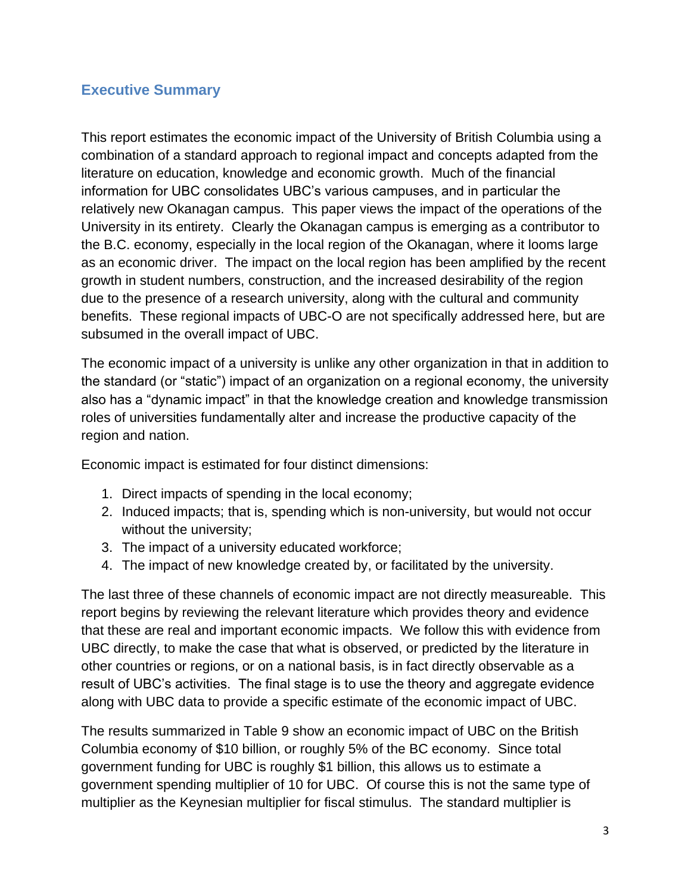## Executive Summary

This report estimates the economic impact of the University of British Columbia using a combination of a standard approach to regional impact and concepts adapted from the literature on education, knowledge and economic growth. Much of the financial information for UBC consolidates UBC's various campuses, and in particular the relatively new Okanagan campus. This paper views the impact of the operations of the University in its entirety. Clearly the Okanagan campus is emerging as a contributor to the B.C. economy, especially in the local region of the Okanagan, where it looms large as an economic driver. The impact on the local region has been amplified by the recent growth in student numbers, construction, and the increased desirability of the region due to the presence of a research university, along with the cultural and community benefits. These regional impacts of UBC-O are not specifically addressed here, but are subsumed in the overall impact of UBC.

The economic impact of a university is unlike any other organization in that in addition to the standard (or "static") impact of an organization on a regional economy, the university also has a "dynamic impact" in that the knowledge creation and knowledge transmission roles of universities fundamentally alter and increase the productive capacity of the region and nation.

Economic impact is estimated for four distinct dimensions:

1. Direct impacts of spending in the local economy;
2. Induced impacts; that is, spending which is non-university, but would not occur without the university;
3. The impact of a university educated workforce;
4. The impact of new knowledge created by, or facilitated by the university.

The last three of these channels of economic impact are not directly measureable. This report begins by reviewing the relevant literature which provides theory and evidence that these are real and important economic impacts. We follow this with evidence from UBC directly, to make the case that what is observed, or predicted by the literature in other countries or regions, or on a national basis, is in fact directly observable as a result of UBC's activities. The final stage is to use the theory and aggregate evidence along with UBC data to provide a specific estimate of the economic impact of UBC.

The results summarized in Table 9 show an economic impact of UBC on the British Columbia economy of $10 billion, or roughly 5% of the BC economy. Since total government funding for UBC is roughly $1 billion, this allows us to estimate a government spending multiplier of 10 for UBC. Of course this is not the same type of multiplier as the Keynesian multiplier for fiscal stimulus. The standard multiplier is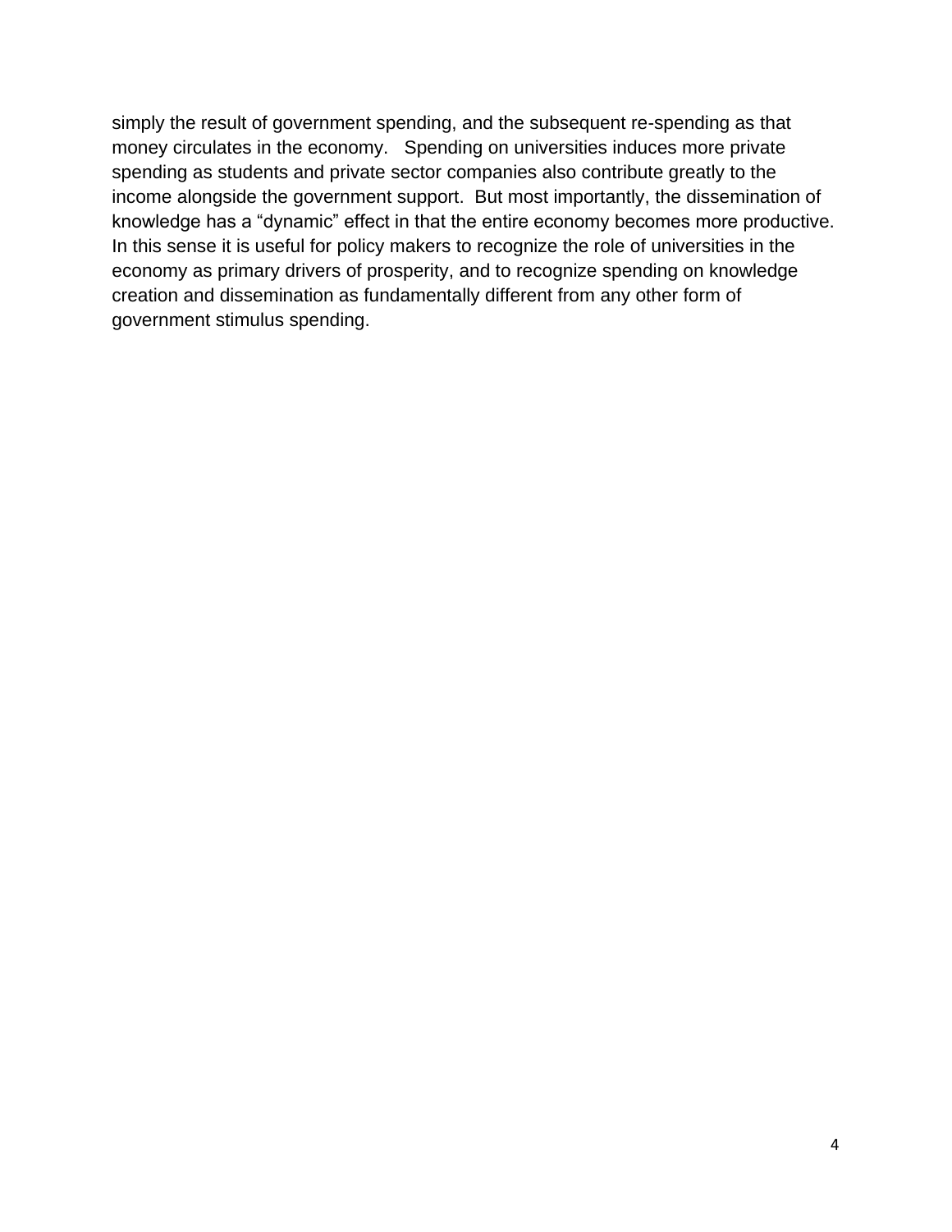simply the result of government spending, and the subsequent re-spending as that money circulates in the economy. Spending on universities induces more private spending as students and private sector companies also contribute greatly to the income alongside the government support. But most importantly, the dissemination of knowledge has a “dynamic” effect in that the entire economy becomes more productive. In this sense it is useful for policy makers to recognize the role of universities in the economy as primary drivers of prosperity, and to recognize spending on knowledge creation and dissemination as fundamentally different from any other form of government stimulus spending.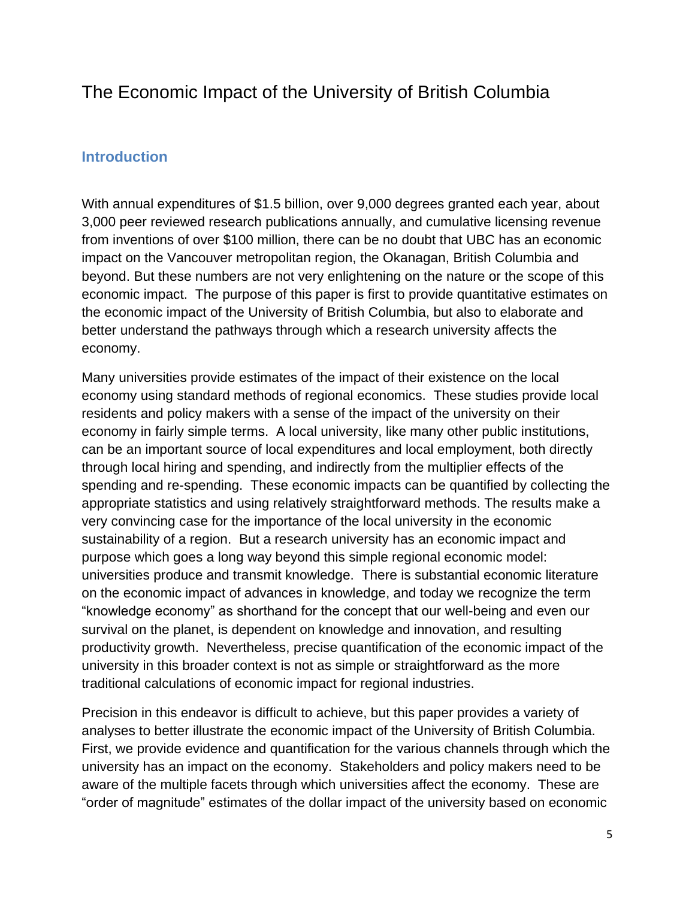# The Economic Impact of the University of British Columbia

## Introduction

With annual expenditures of $1.5 billion, over 9,000 degrees granted each year, about 3,000 peer reviewed research publications annually, and cumulative licensing revenue from inventions of over $100 million, there can be no doubt that UBC has an economic impact on the Vancouver metropolitan region, the Okanagan, British Columbia and beyond. But these numbers are not very enlightening on the nature or the scope of this economic impact. The purpose of this paper is first to provide quantitative estimates on the economic impact of the University of British Columbia, but also to elaborate and better understand the pathways through which a research university affects the economy.

Many universities provide estimates of the impact of their existence on the local economy using standard methods of regional economics. These studies provide local residents and policy makers with a sense of the impact of the university on their economy in fairly simple terms. A local university, like many other public institutions, can be an important source of local expenditures and local employment, both directly through local hiring and spending, and indirectly from the multiplier effects of the spending and re-spending. These economic impacts can be quantified by collecting the appropriate statistics and using relatively straightforward methods. The results make a very convincing case for the importance of the local university in the economic sustainability of a region. But a research university has an economic impact and purpose which goes a long way beyond this simple regional economic model: universities produce and transmit knowledge. There is substantial economic literature on the economic impact of advances in knowledge, and today we recognize the term "knowledge economy" as shorthand for the concept that our well-being and even our survival on the planet, is dependent on knowledge and innovation, and resulting productivity growth. Nevertheless, precise quantification of the economic impact of the university in this broader context is not as simple or straightforward as the more traditional calculations of economic impact for regional industries.

Precision in this endeavor is difficult to achieve, but this paper provides a variety of analyses to better illustrate the economic impact of the University of British Columbia. First, we provide evidence and quantification for the various channels through which the university has an impact on the economy. Stakeholders and policy makers need to be aware of the multiple facets through which universities affect the economy. These are "order of magnitude" estimates of the dollar impact of the university based on economic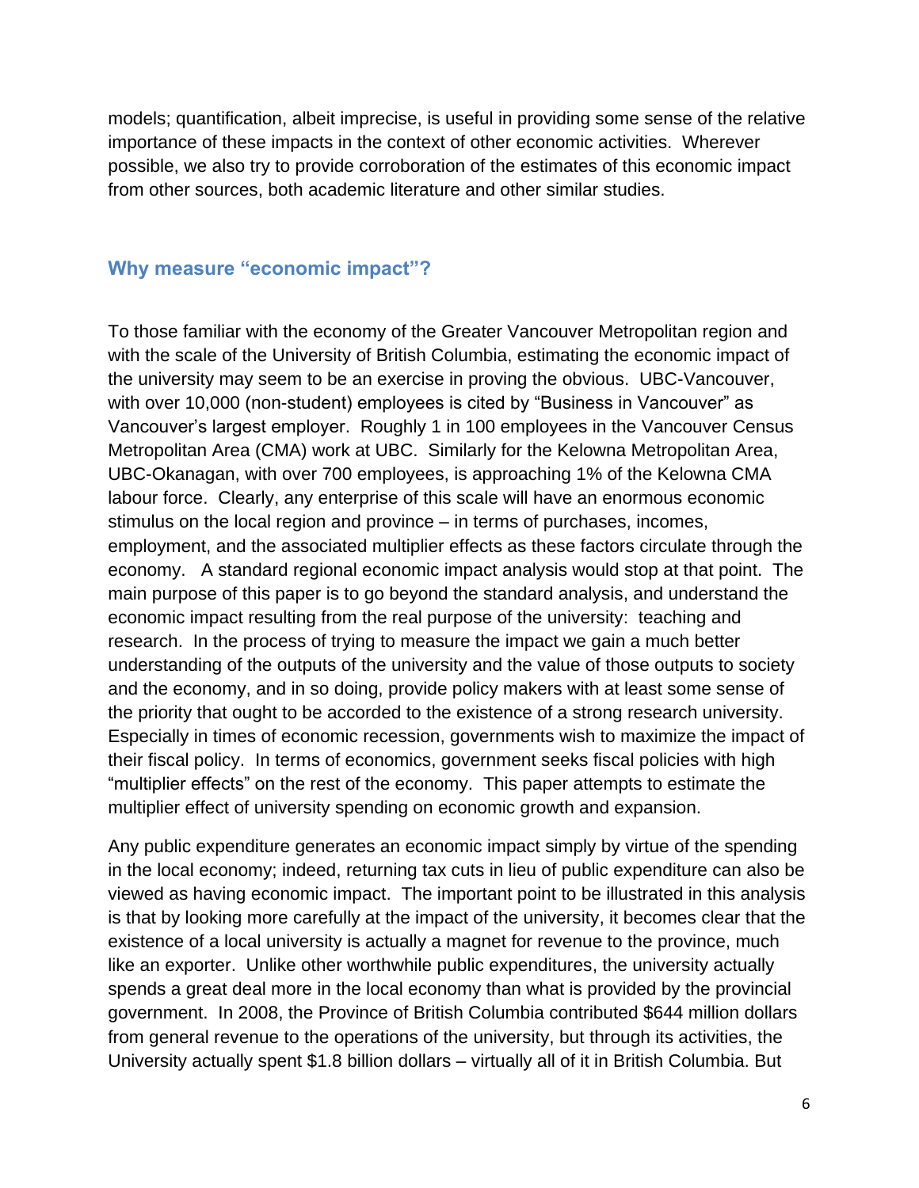models; quantification, albeit imprecise, is useful in providing some sense of the relative importance of these impacts in the context of other economic activities. Wherever possible, we also try to provide corroboration of the estimates of this economic impact from other sources, both academic literature and other similar studies.

## Why measure "economic impact"?

To those familiar with the economy of the Greater Vancouver Metropolitan region and with the scale of the University of British Columbia, estimating the economic impact of the university may seem to be an exercise in proving the obvious. UBC-Vancouver, with over 10,000 (non-student) employees is cited by "Business in Vancouver" as Vancouver's largest employer. Roughly 1 in 100 employees in the Vancouver Census Metropolitan Area (CMA) work at UBC. Similarly for the Kelowna Metropolitan Area, UBC-Okanagan, with over 700 employees, is approaching 1% of the Kelowna CMA labour force. Clearly, any enterprise of this scale will have an enormous economic stimulus on the local region and province – in terms of purchases, incomes, employment, and the associated multiplier effects as these factors circulate through the economy. A standard regional economic impact analysis would stop at that point. The main purpose of this paper is to go beyond the standard analysis, and understand the economic impact resulting from the real purpose of the university: teaching and research. In the process of trying to measure the impact we gain a much better understanding of the outputs of the university and the value of those outputs to society and the economy, and in so doing, provide policy makers with at least some sense of the priority that ought to be accorded to the existence of a strong research university. Especially in times of economic recession, governments wish to maximize the impact of their fiscal policy. In terms of economics, government seeks fiscal policies with high "multiplier effects" on the rest of the economy. This paper attempts to estimate the multiplier effect of university spending on economic growth and expansion.

Any public expenditure generates an economic impact simply by virtue of the spending in the local economy; indeed, returning tax cuts in lieu of public expenditure can also be viewed as having economic impact. The important point to be illustrated in this analysis is that by looking more carefully at the impact of the university, it becomes clear that the existence of a local university is actually a magnet for revenue to the province, much like an exporter. Unlike other worthwhile public expenditures, the university actually spends a great deal more in the local economy than what is provided by the provincial government. In 2008, the Province of British Columbia contributed $644 million dollars from general revenue to the operations of the university, but through its activities, the University actually spent $1.8 billion dollars – virtually all of it in British Columbia. But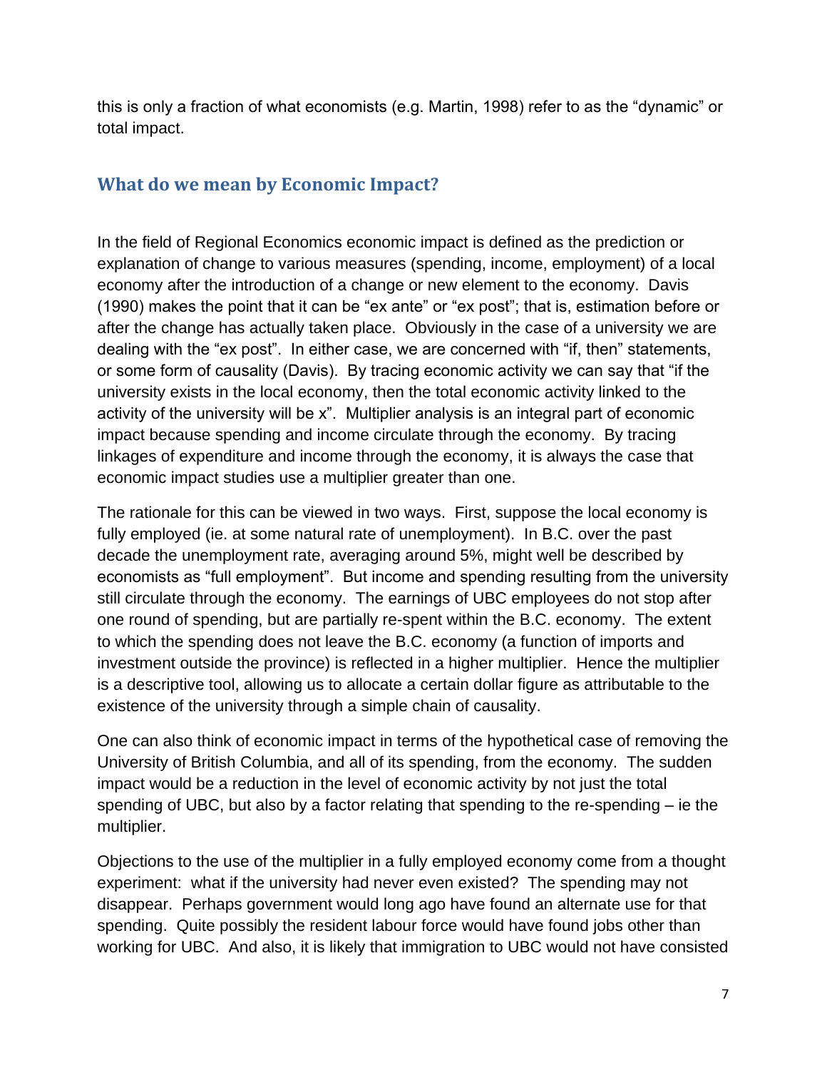this is only a fraction of what economists (e.g. Martin, 1998) refer to as the "dynamic" or total impact.

## What do we mean by Economic Impact?

In the field of Regional Economics economic impact is defined as the prediction or explanation of change to various measures (spending, income, employment) of a local economy after the introduction of a change or new element to the economy. Davis (1990) makes the point that it can be "ex ante" or "ex post"; that is, estimation before or after the change has actually taken place. Obviously in the case of a university we are dealing with the "ex post". In either case, we are concerned with "if, then" statements, or some form of causality (Davis). By tracing economic activity we can say that "if the university exists in the local economy, then the total economic activity linked to the activity of the university will be x". Multiplier analysis is an integral part of economic impact because spending and income circulate through the economy. By tracing linkages of expenditure and income through the economy, it is always the case that economic impact studies use a multiplier greater than one.

The rationale for this can be viewed in two ways. First, suppose the local economy is fully employed (ie. at some natural rate of unemployment). In B.C. over the past decade the unemployment rate, averaging around 5%, might well be described by economists as "full employment". But income and spending resulting from the university still circulate through the economy. The earnings of UBC employees do not stop after one round of spending, but are partially re-spent within the B.C. economy. The extent to which the spending does not leave the B.C. economy (a function of imports and investment outside the province) is reflected in a higher multiplier. Hence the multiplier is a descriptive tool, allowing us to allocate a certain dollar figure as attributable to the existence of the university through a simple chain of causality.

One can also think of economic impact in terms of the hypothetical case of removing the University of British Columbia, and all of its spending, from the economy. The sudden impact would be a reduction in the level of economic activity by not just the total spending of UBC, but also by a factor relating that spending to the re-spending – ie the multiplier.

Objections to the use of the multiplier in a fully employed economy come from a thought experiment: what if the university had never even existed? The spending may not disappear. Perhaps government would long ago have found an alternate use for that spending. Quite possibly the resident labour force would have found jobs other than working for UBC. And also, it is likely that immigration to UBC would not have consisted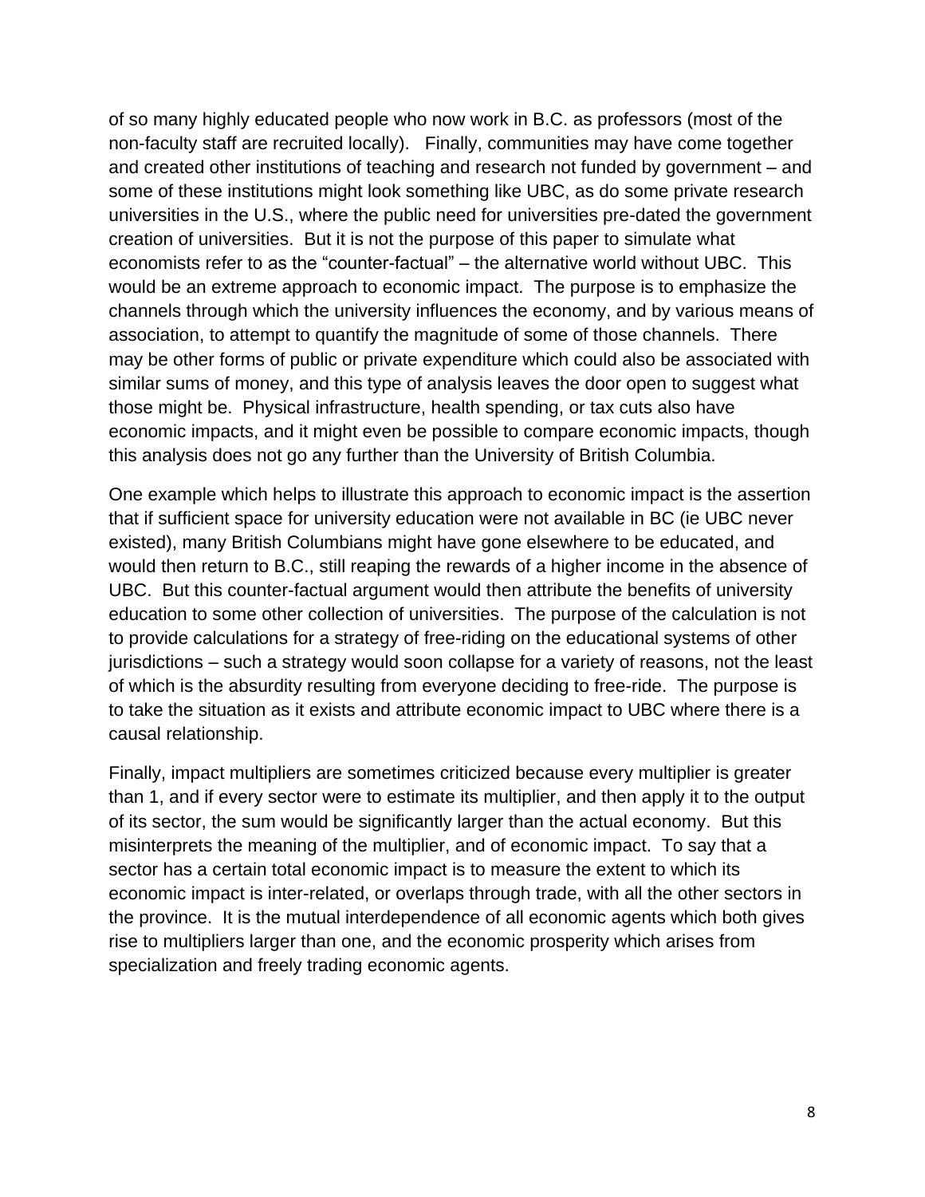of so many highly educated people who now work in B.C. as professors (most of the non-faculty staff are recruited locally). Finally, communities may have come together and created other institutions of teaching and research not funded by government – and some of these institutions might look something like UBC, as do some private research universities in the U.S., where the public need for universities pre-dated the government creation of universities. But it is not the purpose of this paper to simulate what economists refer to as the "counter-factual" – the alternative world without UBC. This would be an extreme approach to economic impact. The purpose is to emphasize the channels through which the university influences the economy, and by various means of association, to attempt to quantify the magnitude of some of those channels. There may be other forms of public or private expenditure which could also be associated with similar sums of money, and this type of analysis leaves the door open to suggest what those might be. Physical infrastructure, health spending, or tax cuts also have economic impacts, and it might even be possible to compare economic impacts, though this analysis does not go any further than the University of British Columbia.

One example which helps to illustrate this approach to economic impact is the assertion that if sufficient space for university education were not available in BC (ie UBC never existed), many British Columbians might have gone elsewhere to be educated, and would then return to B.C., still reaping the rewards of a higher income in the absence of UBC. But this counter-factual argument would then attribute the benefits of university education to some other collection of universities. The purpose of the calculation is not to provide calculations for a strategy of free-riding on the educational systems of other jurisdictions – such a strategy would soon collapse for a variety of reasons, not the least of which is the absurdity resulting from everyone deciding to free-ride. The purpose is to take the situation as it exists and attribute economic impact to UBC where there is a causal relationship.

Finally, impact multipliers are sometimes criticized because every multiplier is greater than 1, and if every sector were to estimate its multiplier, and then apply it to the output of its sector, the sum would be significantly larger than the actual economy. But this misinterprets the meaning of the multiplier, and of economic impact. To say that a sector has a certain total economic impact is to measure the extent to which its economic impact is inter-related, or overlaps through trade, with all the other sectors in the province. It is the mutual interdependence of all economic agents which both gives rise to multipliers larger than one, and the economic prosperity which arises from specialization and freely trading economic agents.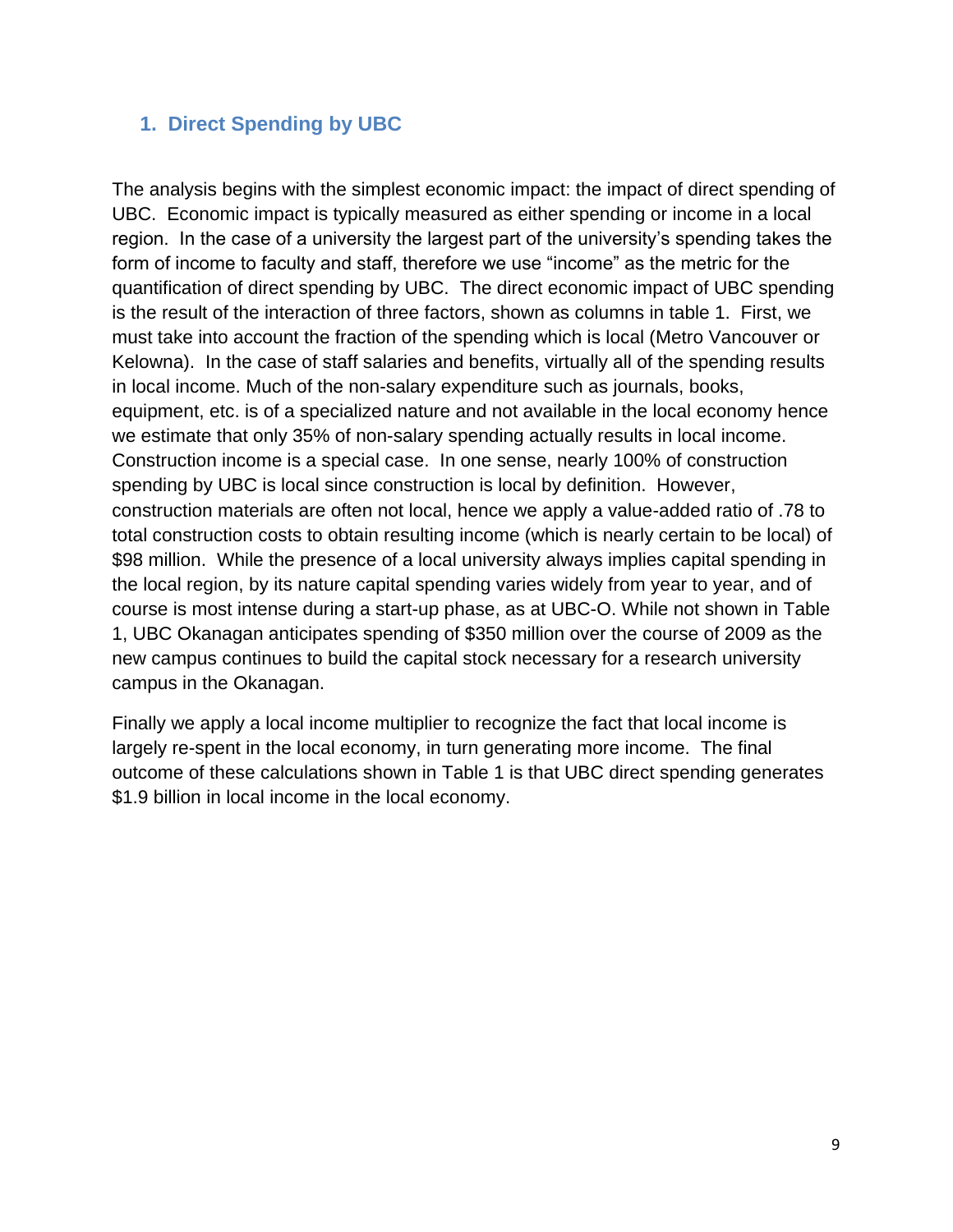## 1. Direct Spending by UBC

The analysis begins with the simplest economic impact: the impact of direct spending of UBC. Economic impact is typically measured as either spending or income in a local region. In the case of a university the largest part of the university's spending takes the form of income to faculty and staff, therefore we use "income" as the metric for the quantification of direct spending by UBC. The direct economic impact of UBC spending is the result of the interaction of three factors, shown as columns in table 1. First, we must take into account the fraction of the spending which is local (Metro Vancouver or Kelowna). In the case of staff salaries and benefits, virtually all of the spending results in local income. Much of the non-salary expenditure such as journals, books, equipment, etc. is of a specialized nature and not available in the local economy hence we estimate that only 35% of non-salary spending actually results in local income. Construction income is a special case. In one sense, nearly 100% of construction spending by UBC is local since construction is local by definition. However, construction materials are often not local, hence we apply a value-added ratio of .78 to total construction costs to obtain resulting income (which is nearly certain to be local) of $98 million. While the presence of a local university always implies capital spending in the local region, by its nature capital spending varies widely from year to year, and of course is most intense during a start-up phase, as at UBC-O. While not shown in Table 1, UBC Okanagan anticipates spending of $350 million over the course of 2009 as the new campus continues to build the capital stock necessary for a research university campus in the Okanagan.

Finally we apply a local income multiplier to recognize the fact that local income is largely re-spent in the local economy, in turn generating more income. The final outcome of these calculations shown in Table 1 is that UBC direct spending generates $1.9 billion in local income in the local economy.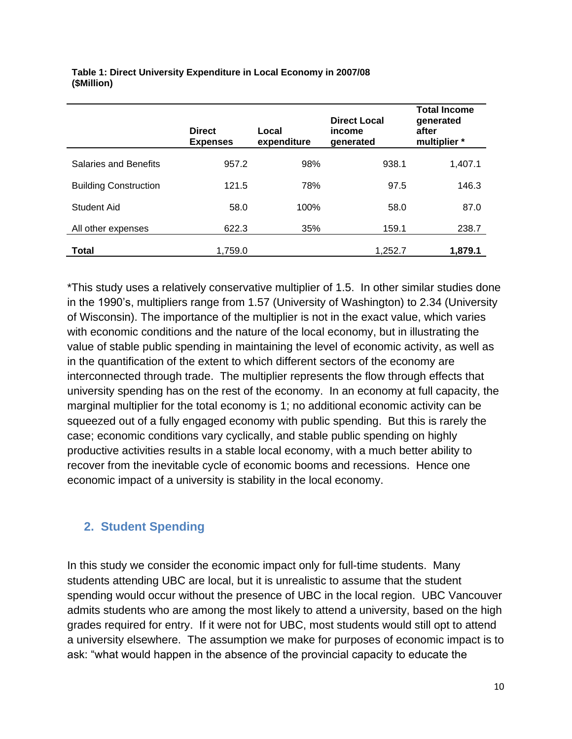**Table 1: Direct University Expenditure in Local Economy in 2007/08 ($Million)**

| | Direct Expenses | Local expenditure | Direct Local income generated | Total Income generated after multiplier * |
|---|---|---|---|---|
| Salaries and Benefits | 957.2 | 98% | 938.1 | 1,407.1 |
| Building Construction | 121.5 | 78% | 97.5 | 146.3 |
| Student Aid | 58.0 | 100% | 58.0 | 87.0 |
| All other expenses | 622.3 | 35% | 159.1 | 238.7 |
| **Total** | 1,759.0 | | 1,252.7 | **1,879.1** |

*This study uses a relatively conservative multiplier of 1.5. In other similar studies done in the 1990's, multipliers range from 1.57 (University of Washington) to 2.34 (University of Wisconsin). The importance of the multiplier is not in the exact value, which varies with economic conditions and the nature of the local economy, but in illustrating the value of stable public spending in maintaining the level of economic activity, as well as in the quantification of the extent to which different sectors of the economy are interconnected through trade. The multiplier represents the flow through effects that university spending has on the rest of the economy. In an economy at full capacity, the marginal multiplier for the total economy is 1; no additional economic activity can be squeezed out of a fully engaged economy with public spending. But this is rarely the case; economic conditions vary cyclically, and stable public spending on highly productive activities results in a stable local economy, with a much better ability to recover from the inevitable cycle of economic booms and recessions. Hence one economic impact of a university is stability in the local economy.

## 2. Student Spending

In this study we consider the economic impact only for full-time students. Many students attending UBC are local, but it is unrealistic to assume that the student spending would occur without the presence of UBC in the local region. UBC Vancouver admits students who are among the most likely to attend a university, based on the high grades required for entry. If it were not for UBC, most students would still opt to attend a university elsewhere. The assumption we make for purposes of economic impact is to ask: "what would happen in the absence of the provincial capacity to educate the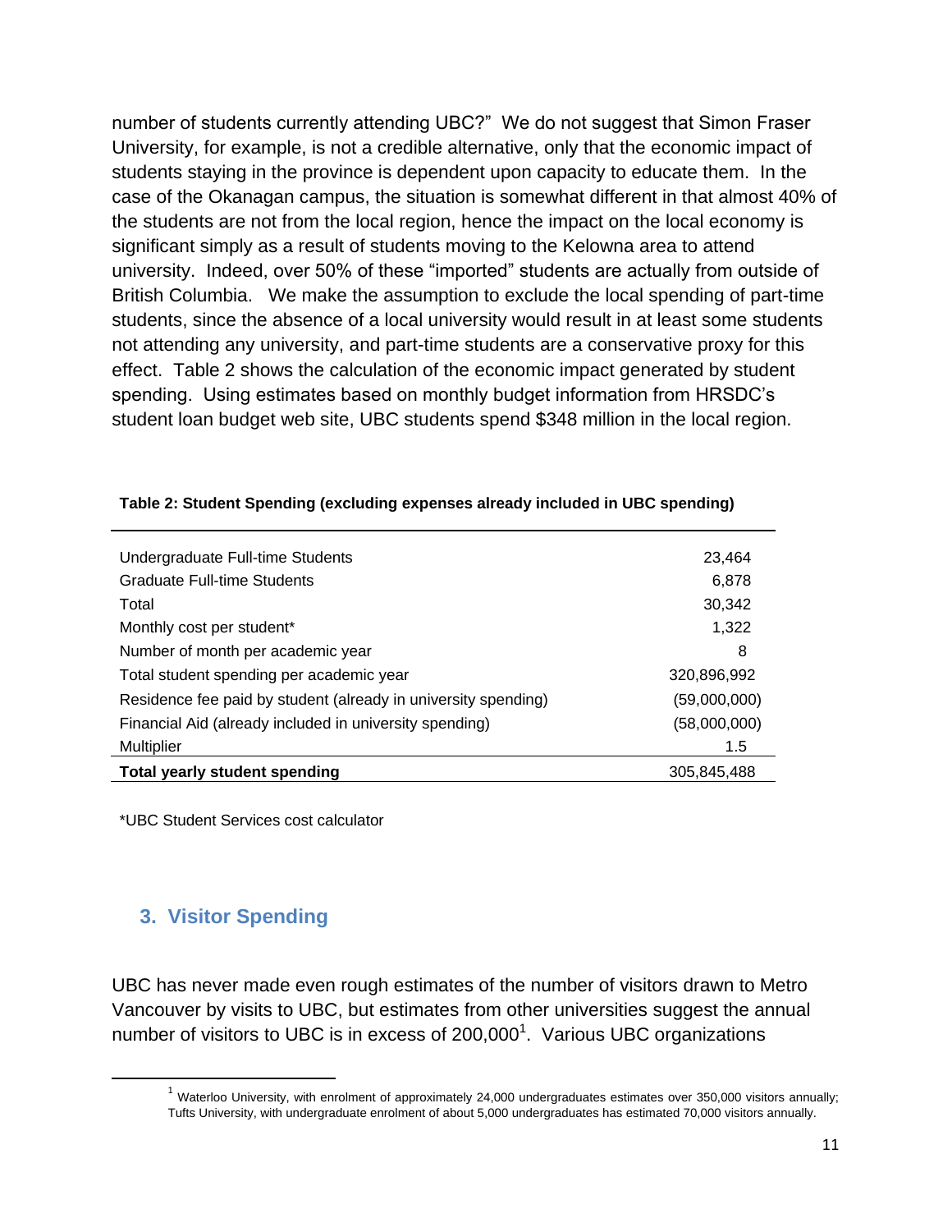number of students currently attending UBC?" We do not suggest that Simon Fraser University, for example, is not a credible alternative, only that the economic impact of students staying in the province is dependent upon capacity to educate them. In the case of the Okanagan campus, the situation is somewhat different in that almost 40% of the students are not from the local region, hence the impact on the local economy is significant simply as a result of students moving to the Kelowna area to attend university. Indeed, over 50% of these "imported" students are actually from outside of British Columbia. We make the assumption to exclude the local spending of part-time students, since the absence of a local university would result in at least some students not attending any university, and part-time students are a conservative proxy for this effect. Table 2 shows the calculation of the economic impact generated by student spending. Using estimates based on monthly budget information from HRSDC's student loan budget web site, UBC students spend $348 million in the local region.

**Table 2: Student Spending (excluding expenses already included in UBC spending)**

| | |
|---|---|
| Undergraduate Full-time Students | 23,464 |
| Graduate Full-time Students | 6,878 |
| Total | 30,342 |
| Monthly cost per student* | 1,322 |
| Number of month per academic year | 8 |
| Total student spending per academic year | 320,896,992 |
| Residence fee paid by student (already in university spending) | (59,000,000) |
| Financial Aid (already included in university spending) | (58,000,000) |
| Multiplier | 1.5 |
| **Total yearly student spending** | 305,845,488 |

*UBC Student Services cost calculator

## 3. Visitor Spending

UBC has never made even rough estimates of the number of visitors drawn to Metro Vancouver by visits to UBC, but estimates from other universities suggest the annual number of visitors to UBC is in excess of 200,000[1]. Various UBC organizations

[1] Waterloo University, with enrolment of approximately 24,000 undergraduates estimates over 350,000 visitors annually; Tufts University, with undergraduate enrolment of about 5,000 undergraduates has estimated 70,000 visitors annually.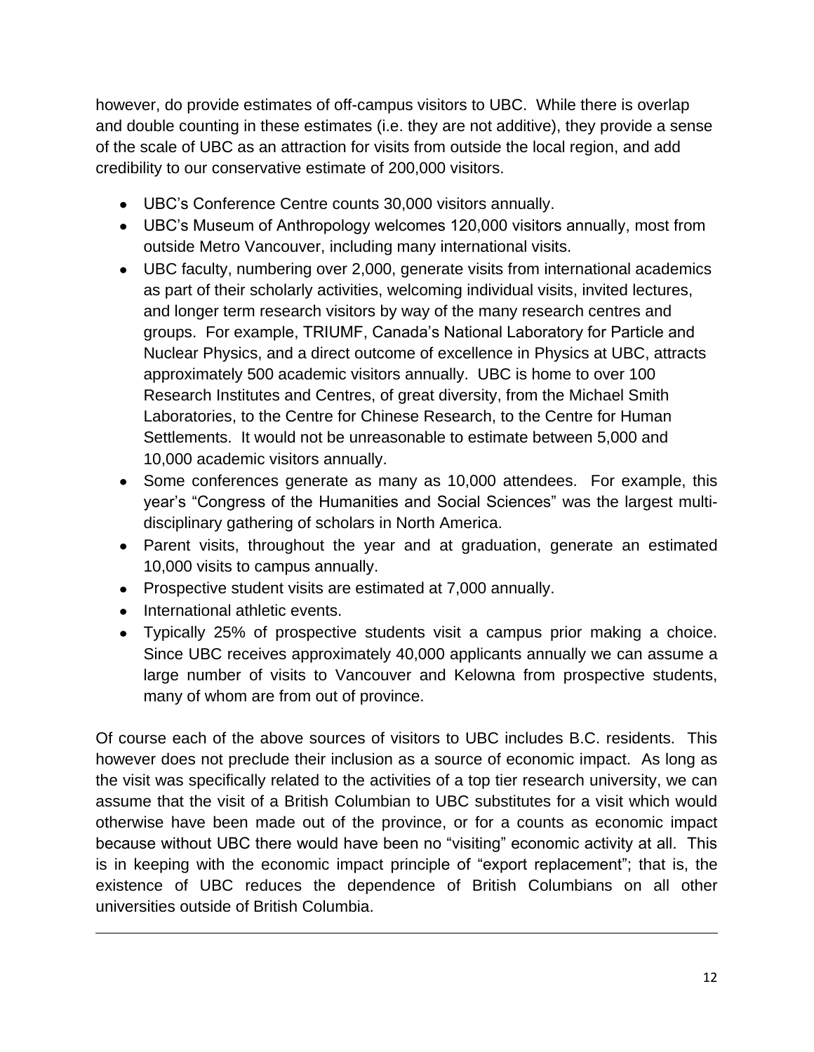however, do provide estimates of off-campus visitors to UBC. While there is overlap and double counting in these estimates (i.e. they are not additive), they provide a sense of the scale of UBC as an attraction for visits from outside the local region, and add credibility to our conservative estimate of 200,000 visitors.

- UBC's Conference Centre counts 30,000 visitors annually.
- UBC's Museum of Anthropology welcomes 120,000 visitors annually, most from outside Metro Vancouver, including many international visits.
- UBC faculty, numbering over 2,000, generate visits from international academics as part of their scholarly activities, welcoming individual visits, invited lectures, and longer term research visitors by way of the many research centres and groups. For example, TRIUMF, Canada's National Laboratory for Particle and Nuclear Physics, and a direct outcome of excellence in Physics at UBC, attracts approximately 500 academic visitors annually. UBC is home to over 100 Research Institutes and Centres, of great diversity, from the Michael Smith Laboratories, to the Centre for Chinese Research, to the Centre for Human Settlements. It would not be unreasonable to estimate between 5,000 and 10,000 academic visitors annually.
- Some conferences generate as many as 10,000 attendees. For example, this year's "Congress of the Humanities and Social Sciences" was the largest multi-disciplinary gathering of scholars in North America.
- Parent visits, throughout the year and at graduation, generate an estimated 10,000 visits to campus annually.
- Prospective student visits are estimated at 7,000 annually.
- International athletic events.
- Typically 25% of prospective students visit a campus prior making a choice. Since UBC receives approximately 40,000 applicants annually we can assume a large number of visits to Vancouver and Kelowna from prospective students, many of whom are from out of province.

Of course each of the above sources of visitors to UBC includes B.C. residents. This however does not preclude their inclusion as a source of economic impact. As long as the visit was specifically related to the activities of a top tier research university, we can assume that the visit of a British Columbian to UBC substitutes for a visit which would otherwise have been made out of the province, or for a counts as economic impact because without UBC there would have been no "visiting" economic activity at all. This is in keeping with the economic impact principle of "export replacement"; that is, the existence of UBC reduces the dependence of British Columbians on all other universities outside of British Columbia.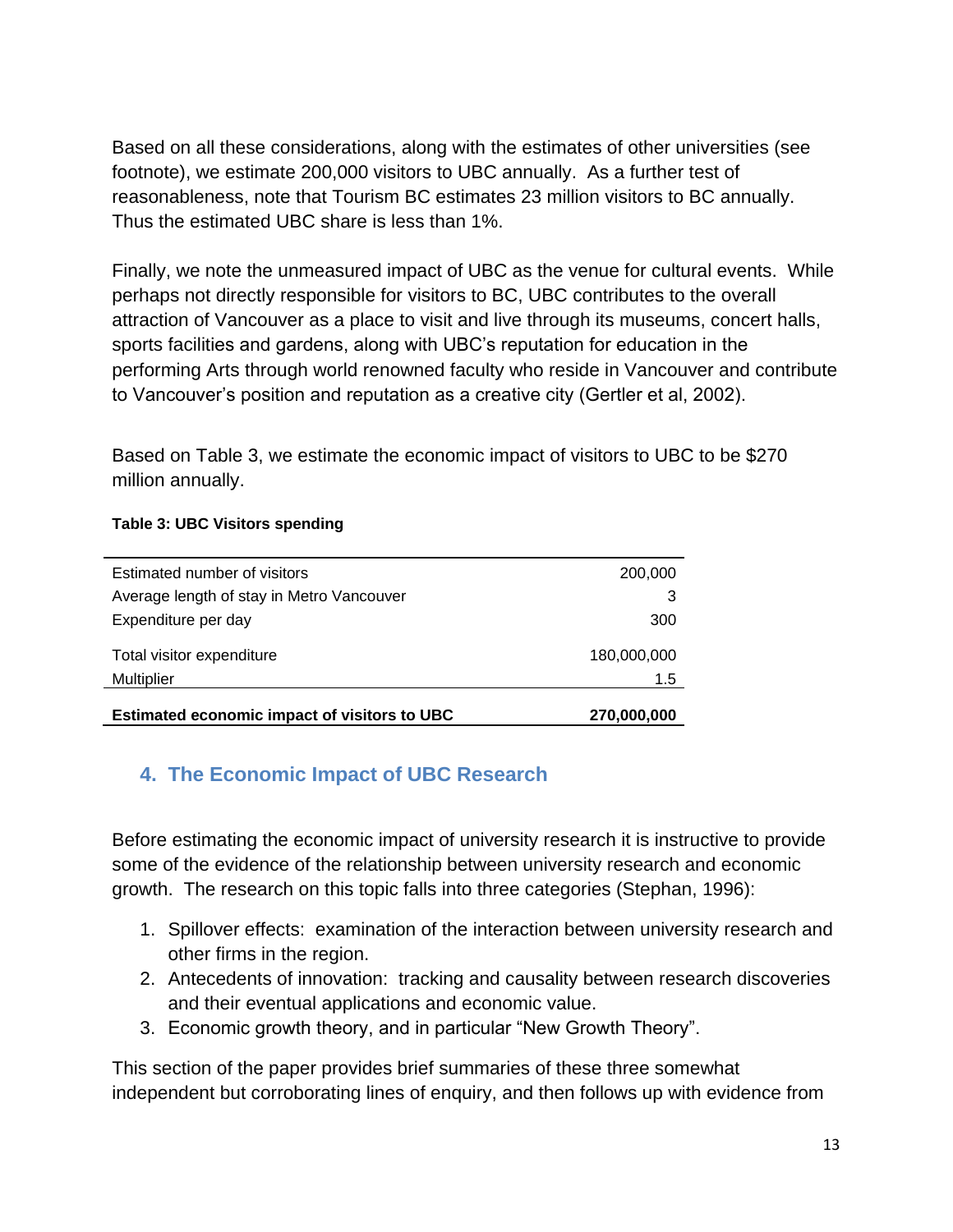Based on all these considerations, along with the estimates of other universities (see footnote), we estimate 200,000 visitors to UBC annually. As a further test of reasonableness, note that Tourism BC estimates 23 million visitors to BC annually. Thus the estimated UBC share is less than 1%.

Finally, we note the unmeasured impact of UBC as the venue for cultural events. While perhaps not directly responsible for visitors to BC, UBC contributes to the overall attraction of Vancouver as a place to visit and live through its museums, concert halls, sports facilities and gardens, along with UBC's reputation for education in the performing Arts through world renowned faculty who reside in Vancouver and contribute to Vancouver's position and reputation as a creative city (Gertler et al, 2002).

Based on Table 3, we estimate the economic impact of visitors to UBC to be $270 million annually.

**Table 3: UBC Visitors spending**

| | |
|---|---:|
| Estimated number of visitors | 200,000 |
| Average length of stay in Metro Vancouver | 3 |
| Expenditure per day | 300 |
| Total visitor expenditure | 180,000,000 |
| Multiplier | 1.5 |
| **Estimated economic impact of visitors to UBC** | **270,000,000** |

## 4. The Economic Impact of UBC Research

Before estimating the economic impact of university research it is instructive to provide some of the evidence of the relationship between university research and economic growth. The research on this topic falls into three categories (Stephan, 1996):

1. Spillover effects: examination of the interaction between university research and other firms in the region.
2. Antecedents of innovation: tracking and causality between research discoveries and their eventual applications and economic value.
3. Economic growth theory, and in particular "New Growth Theory".

This section of the paper provides brief summaries of these three somewhat independent but corroborating lines of enquiry, and then follows up with evidence from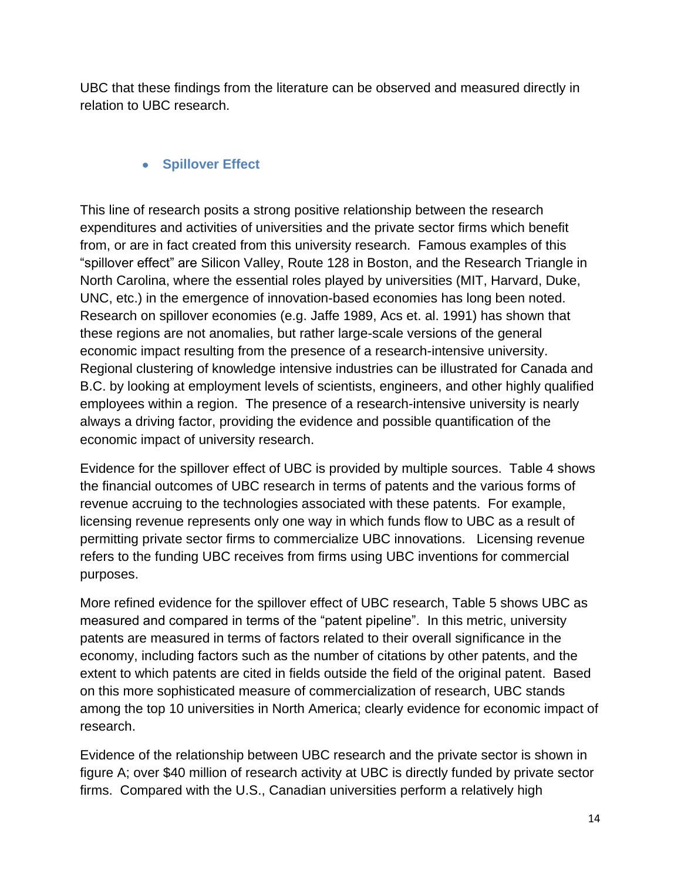UBC that these findings from the literature can be observed and measured directly in relation to UBC research.

- **Spillover Effect**

This line of research posits a strong positive relationship between the research expenditures and activities of universities and the private sector firms which benefit from, or are in fact created from this university research. Famous examples of this "spillover effect" are Silicon Valley, Route 128 in Boston, and the Research Triangle in North Carolina, where the essential roles played by universities (MIT, Harvard, Duke, UNC, etc.) in the emergence of innovation-based economies has long been noted. Research on spillover economies (e.g. Jaffe 1989, Acs et. al. 1991) has shown that these regions are not anomalies, but rather large-scale versions of the general economic impact resulting from the presence of a research-intensive university. Regional clustering of knowledge intensive industries can be illustrated for Canada and B.C. by looking at employment levels of scientists, engineers, and other highly qualified employees within a region. The presence of a research-intensive university is nearly always a driving factor, providing the evidence and possible quantification of the economic impact of university research.

Evidence for the spillover effect of UBC is provided by multiple sources. Table 4 shows the financial outcomes of UBC research in terms of patents and the various forms of revenue accruing to the technologies associated with these patents. For example, licensing revenue represents only one way in which funds flow to UBC as a result of permitting private sector firms to commercialize UBC innovations. Licensing revenue refers to the funding UBC receives from firms using UBC inventions for commercial purposes.

More refined evidence for the spillover effect of UBC research, Table 5 shows UBC as measured and compared in terms of the "patent pipeline". In this metric, university patents are measured in terms of factors related to their overall significance in the economy, including factors such as the number of citations by other patents, and the extent to which patents are cited in fields outside the field of the original patent. Based on this more sophisticated measure of commercialization of research, UBC stands among the top 10 universities in North America; clearly evidence for economic impact of research.

Evidence of the relationship between UBC research and the private sector is shown in figure A; over $40 million of research activity at UBC is directly funded by private sector firms. Compared with the U.S., Canadian universities perform a relatively high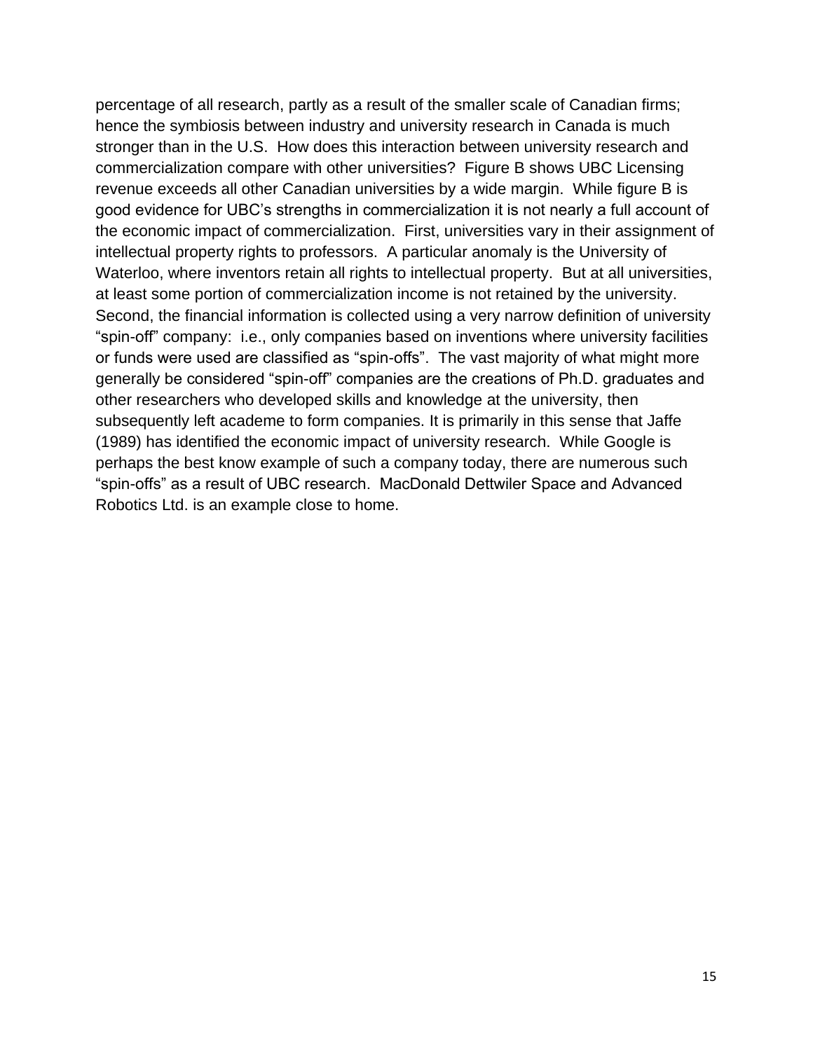percentage of all research, partly as a result of the smaller scale of Canadian firms; hence the symbiosis between industry and university research in Canada is much stronger than in the U.S. How does this interaction between university research and commercialization compare with other universities? Figure B shows UBC Licensing revenue exceeds all other Canadian universities by a wide margin. While figure B is good evidence for UBC's strengths in commercialization it is not nearly a full account of the economic impact of commercialization. First, universities vary in their assignment of intellectual property rights to professors. A particular anomaly is the University of Waterloo, where inventors retain all rights to intellectual property. But at all universities, at least some portion of commercialization income is not retained by the university. Second, the financial information is collected using a very narrow definition of university "spin-off" company: i.e., only companies based on inventions where university facilities or funds were used are classified as "spin-offs". The vast majority of what might more generally be considered "spin-off" companies are the creations of Ph.D. graduates and other researchers who developed skills and knowledge at the university, then subsequently left academe to form companies. It is primarily in this sense that Jaffe (1989) has identified the economic impact of university research. While Google is perhaps the best know example of such a company today, there are numerous such "spin-offs" as a result of UBC research. MacDonald Dettwiler Space and Advanced Robotics Ltd. is an example close to home.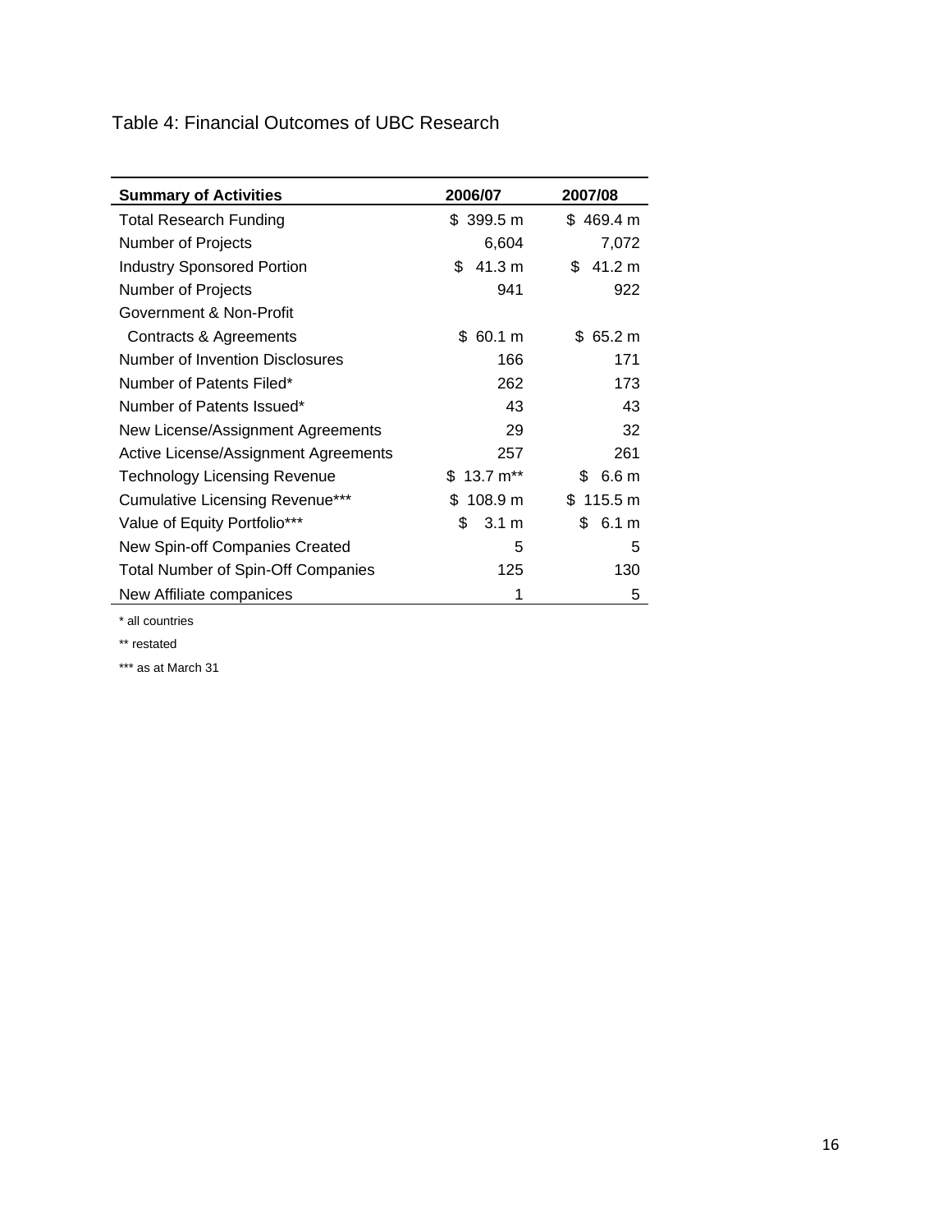Table 4: Financial Outcomes of UBC Research

| Summary of Activities | 2006/07 | 2007/08 |
|---|---|---|
| Total Research Funding | $ 399.5 m | $ 469.4 m |
| Number of Projects | 6,604 | 7,072 |
| Industry Sponsored Portion | $ 41.3 m | $ 41.2 m |
| Number of Projects | 941 | 922 |
| Government & Non-Profit Contracts & Agreements | $ 60.1 m | $ 65.2 m |
| Number of Invention Disclosures | 166 | 171 |
| Number of Patents Filed* | 262 | 173 |
| Number of Patents Issued* | 43 | 43 |
| New License/Assignment Agreements | 29 | 32 |
| Active License/Assignment Agreements | 257 | 261 |
| Technology Licensing Revenue | $ 13.7 m** | $ 6.6 m |
| Cumulative Licensing Revenue*** | $ 108.9 m | $ 115.5 m |
| Value of Equity Portfolio*** | $ 3.1 m | $ 6.1 m |
| New Spin-off Companies Created | 5 | 5 |
| Total Number of Spin-Off Companies | 125 | 130 |
| New Affiliate companices | 1 | 5 |

\* all countries

** restated

*** as at March 31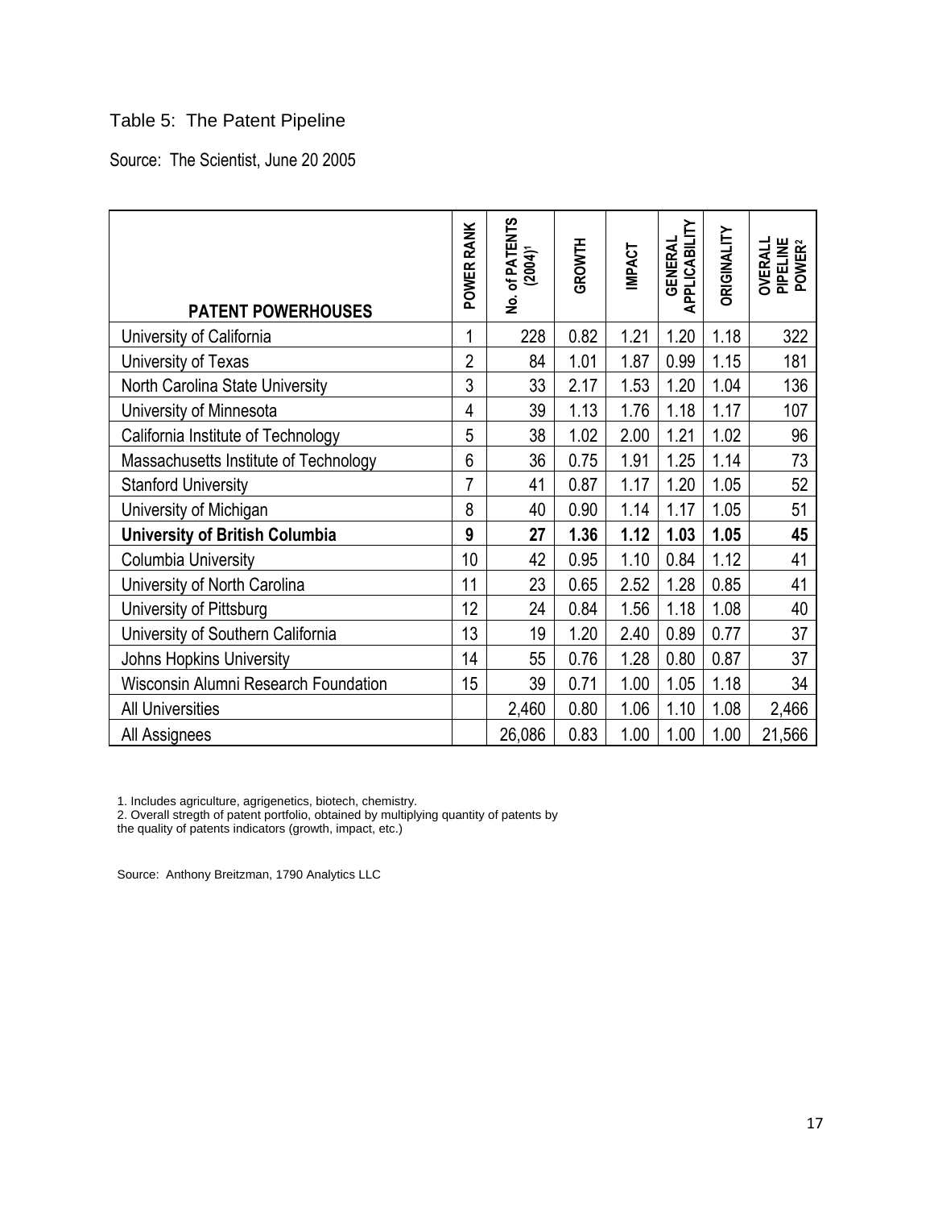Table 5: The Patent Pipeline

Source: The Scientist, June 20 2005

| PATENT POWERHOUSES | POWER RANK | No. of PATENTS (2004)[1] | GROWTH | IMPACT | GENERAL APPLICABILITY | ORIGINALITY | OVERALL PIPELINE POWER[2] |
|---|---|---|---|---|---|---|---|
| University of California | 1 | 228 | 0.82 | 1.21 | 1.20 | 1.18 | 322 |
| University of Texas | 2 | 84 | 1.01 | 1.87 | 0.99 | 1.15 | 181 |
| North Carolina State University | 3 | 33 | 2.17 | 1.53 | 1.20 | 1.04 | 136 |
| University of Minnesota | 4 | 39 | 1.13 | 1.76 | 1.18 | 1.17 | 107 |
| California Institute of Technology | 5 | 38 | 1.02 | 2.00 | 1.21 | 1.02 | 96 |
| Massachusetts Institute of Technology | 6 | 36 | 0.75 | 1.91 | 1.25 | 1.14 | 73 |
| Stanford University | 7 | 41 | 0.87 | 1.17 | 1.20 | 1.05 | 52 |
| University of Michigan | 8 | 40 | 0.90 | 1.14 | 1.17 | 1.05 | 51 |
| **University of British Columbia** | **9** | **27** | **1.36** | **1.12** | **1.03** | **1.05** | **45** |
| Columbia University | 10 | 42 | 0.95 | 1.10 | 0.84 | 1.12 | 41 |
| University of North Carolina | 11 | 23 | 0.65 | 2.52 | 1.28 | 0.85 | 41 |
| University of Pittsburg | 12 | 24 | 0.84 | 1.56 | 1.18 | 1.08 | 40 |
| University of Southern California | 13 | 19 | 1.20 | 2.40 | 0.89 | 0.77 | 37 |
| Johns Hopkins University | 14 | 55 | 0.76 | 1.28 | 0.80 | 0.87 | 37 |
| Wisconsin Alumni Research Foundation | 15 | 39 | 0.71 | 1.00 | 1.05 | 1.18 | 34 |
| All Universities | | 2,460 | 0.80 | 1.06 | 1.10 | 1.08 | 2,466 |
| All Assignees | | 26,086 | 0.83 | 1.00 | 1.00 | 1.00 | 21,566 |

1. Includes agriculture, agrigenetics, biotech, chemistry.
2. Overall stregth of patent portfolio, obtained by multiplying quantity of patents by the quality of patents indicators (growth, impact, etc.)

Source: Anthony Breitzman, 1790 Analytics LLC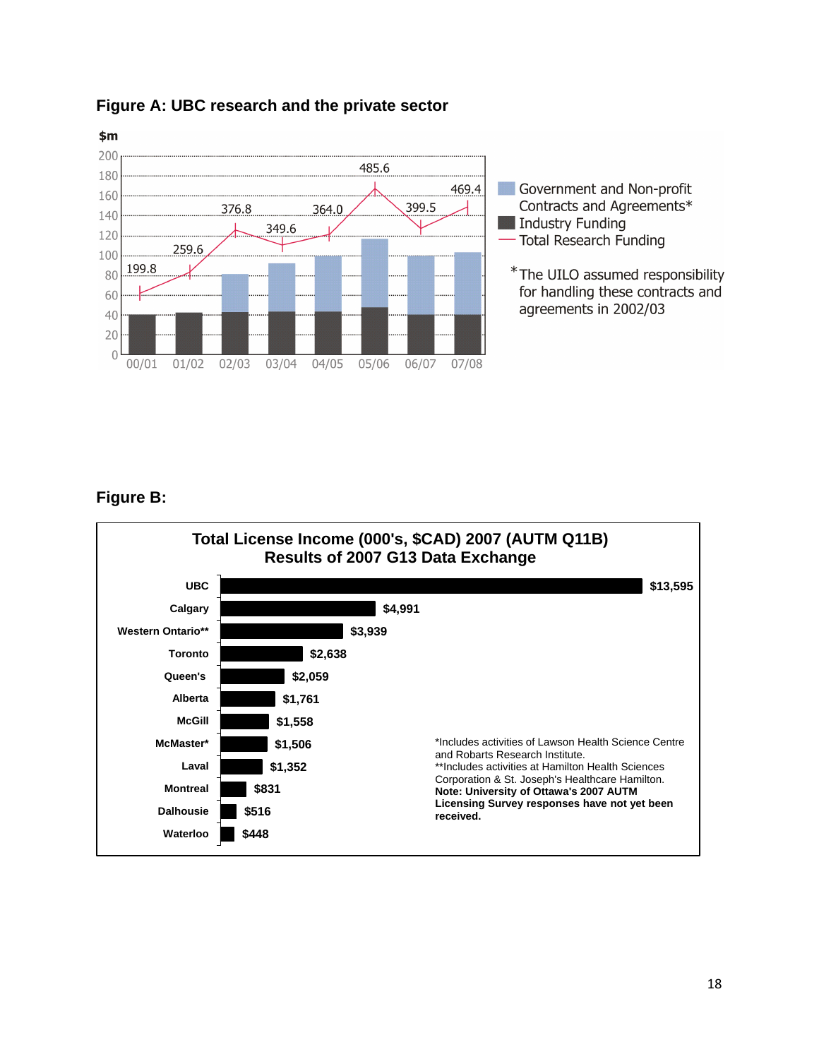**Figure A: UBC research and the private sector**

$m

| Year | Total Research Funding ($m) |
|---|---|
| 00/01 | 199.8 |
| 01/02 | 259.6 |
| 02/03 | 376.8 |
| 03/04 | 349.6 |
| 04/05 | 364.0 |
| 05/06 | 485.6 |
| 06/07 | 399.5 |
| 07/08 | 469.4 |

Legend: Government and Non-profit Contracts and Agreements* · Industry Funding · Total Research Funding

*The UILO assumed responsibility for handling these contracts and agreements in 2002/03

**Figure B:**

**Total License Income (000's, $CAD) 2007 (AUTM Q11B)**
**Results of 2007 G13 Data Exchange**

| Institution | License Income |
|---|---|
| UBC | $13,595 |
| Calgary | $4,991 |
| Western Ontario** | $3,939 |
| Toronto | $2,638 |
| Queen's | $2,059 |
| Alberta | $1,761 |
| McGill | $1,558 |
| McMaster* | $1,506 |
| Laval | $1,352 |
| Montreal | $831 |
| Dalhousie | $516 |
| Waterloo | $448 |

*Includes activities of Lawson Health Science Centre and Robarts Research Institute.
**Includes activities at Hamilton Health Sciences Corporation & St. Joseph's Healthcare Hamilton.
**Note: University of Ottawa's 2007 AUTM Licensing Survey responses have not yet been received.**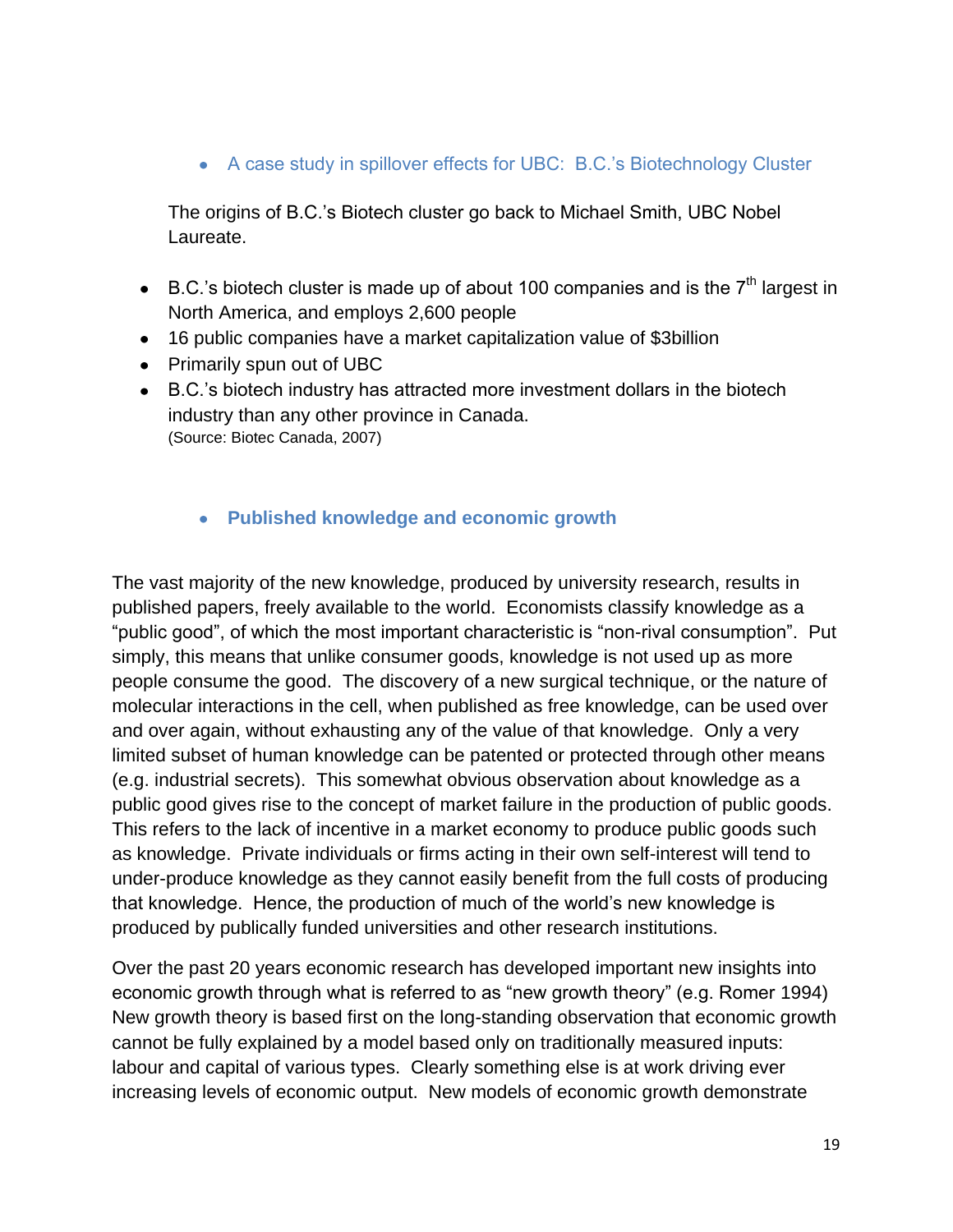- A case study in spillover effects for UBC: B.C.'s Biotechnology Cluster

The origins of B.C.'s Biotech cluster go back to Michael Smith, UBC Nobel Laureate.

- B.C.'s biotech cluster is made up of about 100 companies and is the 7th largest in North America, and employs 2,600 people
- 16 public companies have a market capitalization value of $3billion
- Primarily spun out of UBC
- B.C.'s biotech industry has attracted more investment dollars in the biotech industry than any other province in Canada.
  (Source: Biotec Canada, 2007)

- **Published knowledge and economic growth**

The vast majority of the new knowledge, produced by university research, results in published papers, freely available to the world. Economists classify knowledge as a "public good", of which the most important characteristic is "non-rival consumption". Put simply, this means that unlike consumer goods, knowledge is not used up as more people consume the good. The discovery of a new surgical technique, or the nature of molecular interactions in the cell, when published as free knowledge, can be used over and over again, without exhausting any of the value of that knowledge. Only a very limited subset of human knowledge can be patented or protected through other means (e.g. industrial secrets). This somewhat obvious observation about knowledge as a public good gives rise to the concept of market failure in the production of public goods. This refers to the lack of incentive in a market economy to produce public goods such as knowledge. Private individuals or firms acting in their own self-interest will tend to under-produce knowledge as they cannot easily benefit from the full costs of producing that knowledge. Hence, the production of much of the world's new knowledge is produced by publically funded universities and other research institutions.

Over the past 20 years economic research has developed important new insights into economic growth through what is referred to as "new growth theory" (e.g. Romer 1994) New growth theory is based first on the long-standing observation that economic growth cannot be fully explained by a model based only on traditionally measured inputs: labour and capital of various types. Clearly something else is at work driving ever increasing levels of economic output. New models of economic growth demonstrate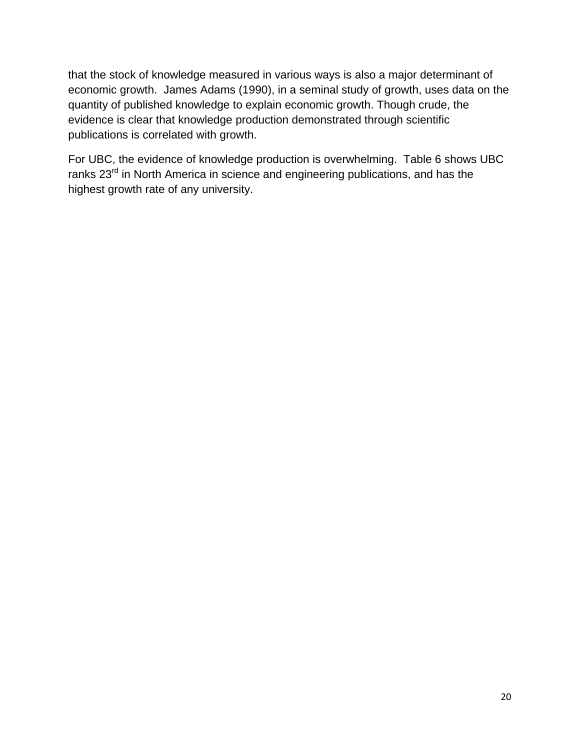that the stock of knowledge measured in various ways is also a major determinant of economic growth. James Adams (1990), in a seminal study of growth, uses data on the quantity of published knowledge to explain economic growth. Though crude, the evidence is clear that knowledge production demonstrated through scientific publications is correlated with growth.

For UBC, the evidence of knowledge production is overwhelming. Table 6 shows UBC ranks 23rd in North America in science and engineering publications, and has the highest growth rate of any university.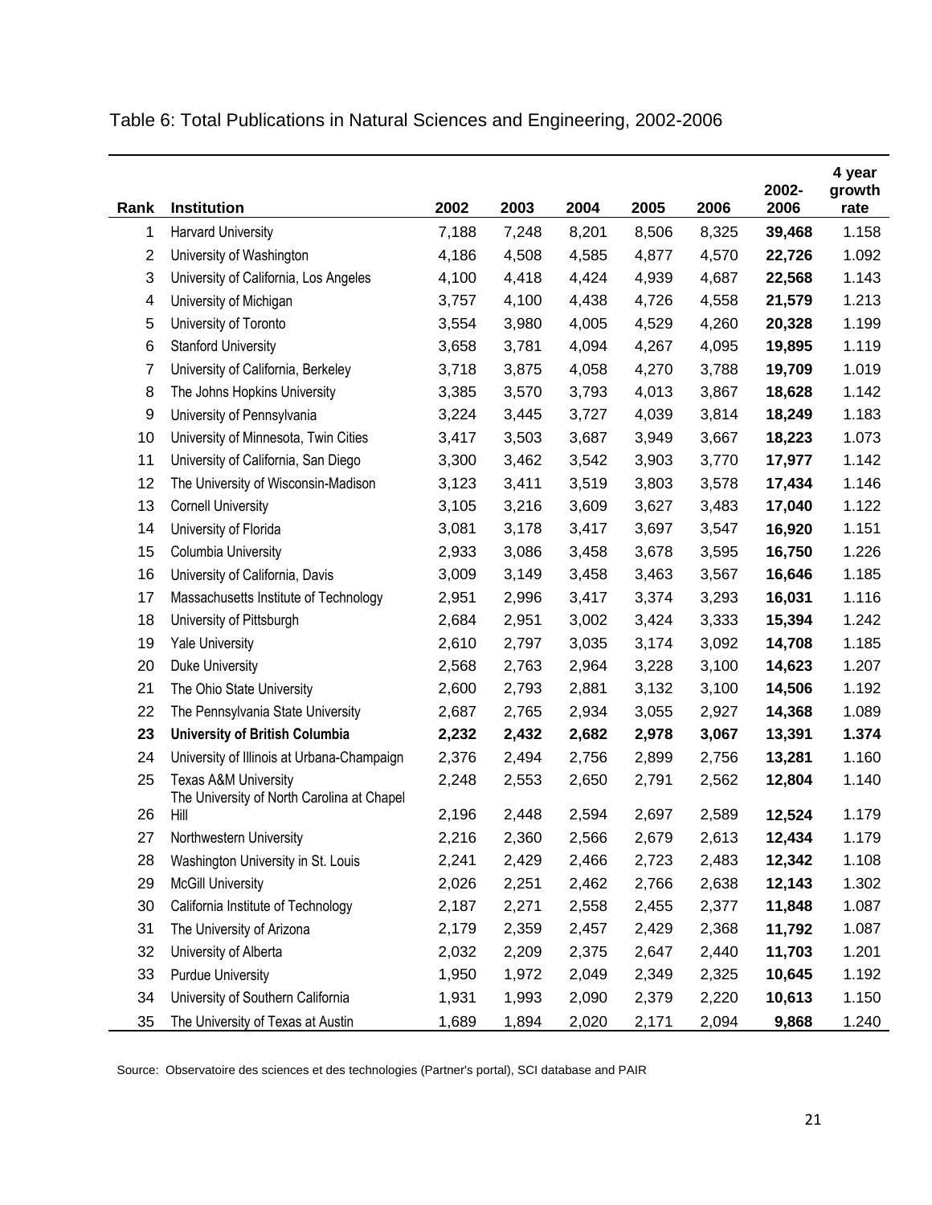Table 6: Total Publications in Natural Sciences and Engineering, 2002-2006

| Rank | Institution | 2002 | 2003 | 2004 | 2005 | 2006 | 2002-2006 | 4 year growth rate |
|---|---|---|---|---|---|---|---|---|
| 1 | Harvard University | 7,188 | 7,248 | 8,201 | 8,506 | 8,325 | **39,468** | 1.158 |
| 2 | University of Washington | 4,186 | 4,508 | 4,585 | 4,877 | 4,570 | **22,726** | 1.092 |
| 3 | University of California, Los Angeles | 4,100 | 4,418 | 4,424 | 4,939 | 4,687 | **22,568** | 1.143 |
| 4 | University of Michigan | 3,757 | 4,100 | 4,438 | 4,726 | 4,558 | **21,579** | 1.213 |
| 5 | University of Toronto | 3,554 | 3,980 | 4,005 | 4,529 | 4,260 | **20,328** | 1.199 |
| 6 | Stanford University | 3,658 | 3,781 | 4,094 | 4,267 | 4,095 | **19,895** | 1.119 |
| 7 | University of California, Berkeley | 3,718 | 3,875 | 4,058 | 4,270 | 3,788 | **19,709** | 1.019 |
| 8 | The Johns Hopkins University | 3,385 | 3,570 | 3,793 | 4,013 | 3,867 | **18,628** | 1.142 |
| 9 | University of Pennsylvania | 3,224 | 3,445 | 3,727 | 4,039 | 3,814 | **18,249** | 1.183 |
| 10 | University of Minnesota, Twin Cities | 3,417 | 3,503 | 3,687 | 3,949 | 3,667 | **18,223** | 1.073 |
| 11 | University of California, San Diego | 3,300 | 3,462 | 3,542 | 3,903 | 3,770 | **17,977** | 1.142 |
| 12 | The University of Wisconsin-Madison | 3,123 | 3,411 | 3,519 | 3,803 | 3,578 | **17,434** | 1.146 |
| 13 | Cornell University | 3,105 | 3,216 | 3,609 | 3,627 | 3,483 | **17,040** | 1.122 |
| 14 | University of Florida | 3,081 | 3,178 | 3,417 | 3,697 | 3,547 | **16,920** | 1.151 |
| 15 | Columbia University | 2,933 | 3,086 | 3,458 | 3,678 | 3,595 | **16,750** | 1.226 |
| 16 | University of California, Davis | 3,009 | 3,149 | 3,458 | 3,463 | 3,567 | **16,646** | 1.185 |
| 17 | Massachusetts Institute of Technology | 2,951 | 2,996 | 3,417 | 3,374 | 3,293 | **16,031** | 1.116 |
| 18 | University of Pittsburgh | 2,684 | 2,951 | 3,002 | 3,424 | 3,333 | **15,394** | 1.242 |
| 19 | Yale University | 2,610 | 2,797 | 3,035 | 3,174 | 3,092 | **14,708** | 1.185 |
| 20 | Duke University | 2,568 | 2,763 | 2,964 | 3,228 | 3,100 | **14,623** | 1.207 |
| 21 | The Ohio State University | 2,600 | 2,793 | 2,881 | 3,132 | 3,100 | **14,506** | 1.192 |
| 22 | The Pennsylvania State University | 2,687 | 2,765 | 2,934 | 3,055 | 2,927 | **14,368** | 1.089 |
| **23** | **University of British Columbia** | **2,232** | **2,432** | **2,682** | **2,978** | **3,067** | **13,391** | **1.374** |
| 24 | University of Illinois at Urbana-Champaign | 2,376 | 2,494 | 2,756 | 2,899 | 2,756 | **13,281** | 1.160 |
| 25 | Texas A&M University | 2,248 | 2,553 | 2,650 | 2,791 | 2,562 | **12,804** | 1.140 |
| 26 | The University of North Carolina at Chapel Hill | 2,196 | 2,448 | 2,594 | 2,697 | 2,589 | **12,524** | 1.179 |
| 27 | Northwestern University | 2,216 | 2,360 | 2,566 | 2,679 | 2,613 | **12,434** | 1.179 |
| 28 | Washington University in St. Louis | 2,241 | 2,429 | 2,466 | 2,723 | 2,483 | **12,342** | 1.108 |
| 29 | McGill University | 2,026 | 2,251 | 2,462 | 2,766 | 2,638 | **12,143** | 1.302 |
| 30 | California Institute of Technology | 2,187 | 2,271 | 2,558 | 2,455 | 2,377 | **11,848** | 1.087 |
| 31 | The University of Arizona | 2,179 | 2,359 | 2,457 | 2,429 | 2,368 | **11,792** | 1.087 |
| 32 | University of Alberta | 2,032 | 2,209 | 2,375 | 2,647 | 2,440 | **11,703** | 1.201 |
| 33 | Purdue University | 1,950 | 1,972 | 2,049 | 2,349 | 2,325 | **10,645** | 1.192 |
| 34 | University of Southern California | 1,931 | 1,993 | 2,090 | 2,379 | 2,220 | **10,613** | 1.150 |
| 35 | The University of Texas at Austin | 1,689 | 1,894 | 2,020 | 2,171 | 2,094 | **9,868** | 1.240 |

Source: Observatoire des sciences et des technologies (Partner's portal), SCI database and PAIR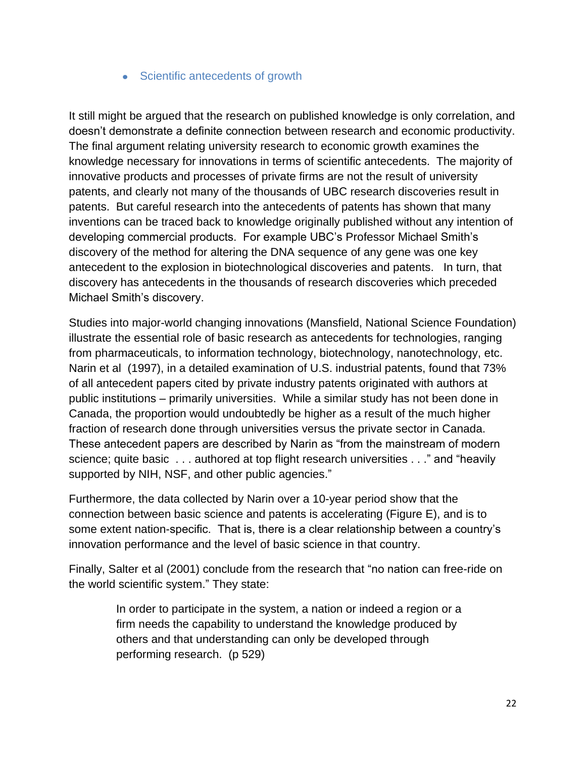- Scientific antecedents of growth

It still might be argued that the research on published knowledge is only correlation, and doesn't demonstrate a definite connection between research and economic productivity. The final argument relating university research to economic growth examines the knowledge necessary for innovations in terms of scientific antecedents. The majority of innovative products and processes of private firms are not the result of university patents, and clearly not many of the thousands of UBC research discoveries result in patents. But careful research into the antecedents of patents has shown that many inventions can be traced back to knowledge originally published without any intention of developing commercial products. For example UBC's Professor Michael Smith's discovery of the method for altering the DNA sequence of any gene was one key antecedent to the explosion in biotechnological discoveries and patents. In turn, that discovery has antecedents in the thousands of research discoveries which preceded Michael Smith's discovery.

Studies into major-world changing innovations (Mansfield, National Science Foundation) illustrate the essential role of basic research as antecedents for technologies, ranging from pharmaceuticals, to information technology, biotechnology, nanotechnology, etc. Narin et al (1997), in a detailed examination of U.S. industrial patents, found that 73% of all antecedent papers cited by private industry patents originated with authors at public institutions – primarily universities. While a similar study has not been done in Canada, the proportion would undoubtedly be higher as a result of the much higher fraction of research done through universities versus the private sector in Canada. These antecedent papers are described by Narin as "from the mainstream of modern science; quite basic . . . authored at top flight research universities . . ." and "heavily supported by NIH, NSF, and other public agencies."

Furthermore, the data collected by Narin over a 10-year period show that the connection between basic science and patents is accelerating (Figure E), and is to some extent nation-specific. That is, there is a clear relationship between a country's innovation performance and the level of basic science in that country.

Finally, Salter et al (2001) conclude from the research that "no nation can free-ride on the world scientific system." They state:

> In order to participate in the system, a nation or indeed a region or a firm needs the capability to understand the knowledge produced by others and that understanding can only be developed through performing research. (p 529)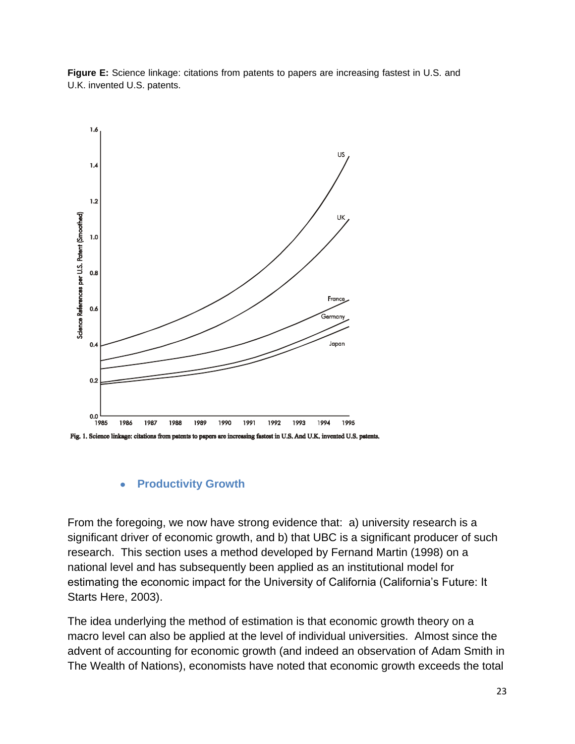**Figure E:** Science linkage: citations from patents to papers are increasing fastest in U.S. and U.K. invented U.S. patents.

Fig. 1. Science linkage: citations from patents to papers are increasing fastest in U.S. And U.K. invented U.S. patents.

- **Productivity Growth**

From the foregoing, we now have strong evidence that: a) university research is a significant driver of economic growth, and b) that UBC is a significant producer of such research. This section uses a method developed by Fernand Martin (1998) on a national level and has subsequently been applied as an institutional model for estimating the economic impact for the University of California (California's Future: It Starts Here, 2003).

The idea underlying the method of estimation is that economic growth theory on a macro level can also be applied at the level of individual universities. Almost since the advent of accounting for economic growth (and indeed an observation of Adam Smith in The Wealth of Nations), economists have noted that economic growth exceeds the total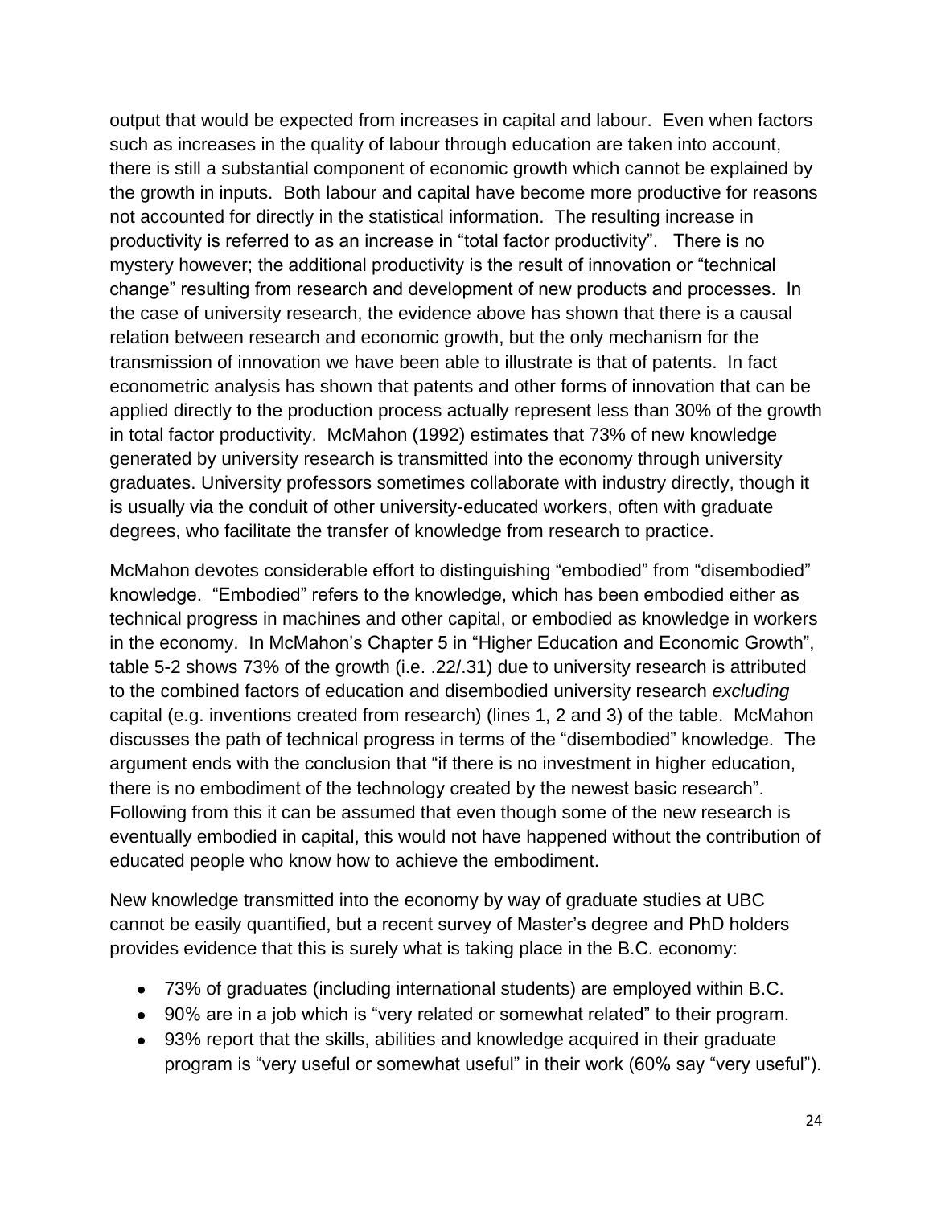output that would be expected from increases in capital and labour. Even when factors such as increases in the quality of labour through education are taken into account, there is still a substantial component of economic growth which cannot be explained by the growth in inputs. Both labour and capital have become more productive for reasons not accounted for directly in the statistical information. The resulting increase in productivity is referred to as an increase in "total factor productivity". There is no mystery however; the additional productivity is the result of innovation or "technical change" resulting from research and development of new products and processes. In the case of university research, the evidence above has shown that there is a causal relation between research and economic growth, but the only mechanism for the transmission of innovation we have been able to illustrate is that of patents. In fact econometric analysis has shown that patents and other forms of innovation that can be applied directly to the production process actually represent less than 30% of the growth in total factor productivity. McMahon (1992) estimates that 73% of new knowledge generated by university research is transmitted into the economy through university graduates. University professors sometimes collaborate with industry directly, though it is usually via the conduit of other university-educated workers, often with graduate degrees, who facilitate the transfer of knowledge from research to practice.

McMahon devotes considerable effort to distinguishing "embodied" from "disembodied" knowledge. "Embodied" refers to the knowledge, which has been embodied either as technical progress in machines and other capital, or embodied as knowledge in workers in the economy. In McMahon's Chapter 5 in "Higher Education and Economic Growth", table 5-2 shows 73% of the growth (i.e. .22/.31) due to university research is attributed to the combined factors of education and disembodied university research *excluding* capital (e.g. inventions created from research) (lines 1, 2 and 3) of the table. McMahon discusses the path of technical progress in terms of the "disembodied" knowledge. The argument ends with the conclusion that "if there is no investment in higher education, there is no embodiment of the technology created by the newest basic research". Following from this it can be assumed that even though some of the new research is eventually embodied in capital, this would not have happened without the contribution of educated people who know how to achieve the embodiment.

New knowledge transmitted into the economy by way of graduate studies at UBC cannot be easily quantified, but a recent survey of Master's degree and PhD holders provides evidence that this is surely what is taking place in the B.C. economy:

- 73% of graduates (including international students) are employed within B.C.
- 90% are in a job which is "very related or somewhat related" to their program.
- 93% report that the skills, abilities and knowledge acquired in their graduate program is "very useful or somewhat useful" in their work (60% say "very useful").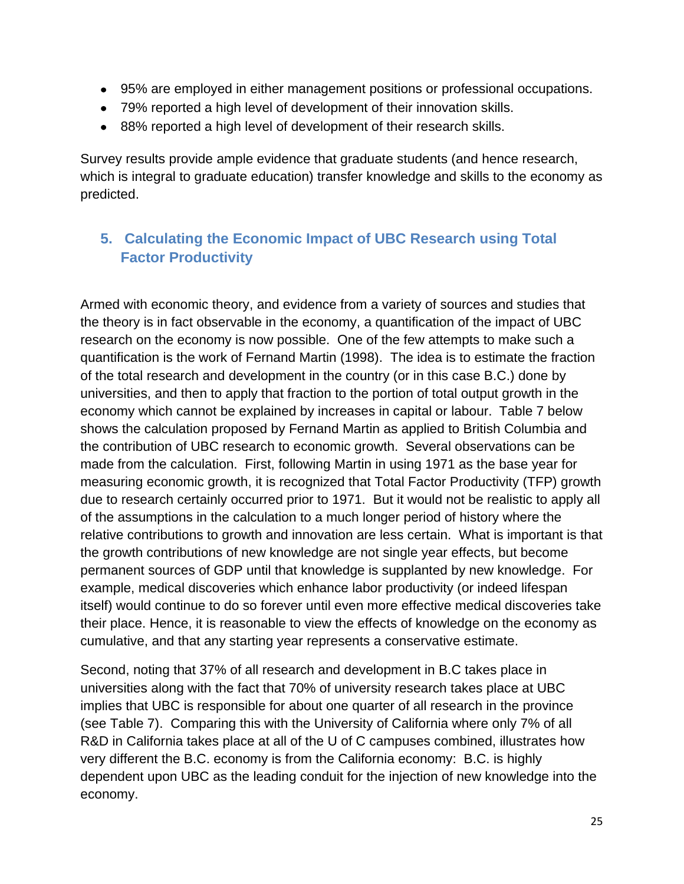- 95% are employed in either management positions or professional occupations.
- 79% reported a high level of development of their innovation skills.
- 88% reported a high level of development of their research skills.

Survey results provide ample evidence that graduate students (and hence research, which is integral to graduate education) transfer knowledge and skills to the economy as predicted.

## 5. Calculating the Economic Impact of UBC Research using Total Factor Productivity

Armed with economic theory, and evidence from a variety of sources and studies that the theory is in fact observable in the economy, a quantification of the impact of UBC research on the economy is now possible. One of the few attempts to make such a quantification is the work of Fernand Martin (1998). The idea is to estimate the fraction of the total research and development in the country (or in this case B.C.) done by universities, and then to apply that fraction to the portion of total output growth in the economy which cannot be explained by increases in capital or labour. Table 7 below shows the calculation proposed by Fernand Martin as applied to British Columbia and the contribution of UBC research to economic growth. Several observations can be made from the calculation. First, following Martin in using 1971 as the base year for measuring economic growth, it is recognized that Total Factor Productivity (TFP) growth due to research certainly occurred prior to 1971. But it would not be realistic to apply all of the assumptions in the calculation to a much longer period of history where the relative contributions to growth and innovation are less certain. What is important is that the growth contributions of new knowledge are not single year effects, but become permanent sources of GDP until that knowledge is supplanted by new knowledge. For example, medical discoveries which enhance labor productivity (or indeed lifespan itself) would continue to do so forever until even more effective medical discoveries take their place. Hence, it is reasonable to view the effects of knowledge on the economy as cumulative, and that any starting year represents a conservative estimate.

Second, noting that 37% of all research and development in B.C takes place in universities along with the fact that 70% of university research takes place at UBC implies that UBC is responsible for about one quarter of all research in the province (see Table 7). Comparing this with the University of California where only 7% of all R&D in California takes place at all of the U of C campuses combined, illustrates how very different the B.C. economy is from the California economy: B.C. is highly dependent upon UBC as the leading conduit for the injection of new knowledge into the economy.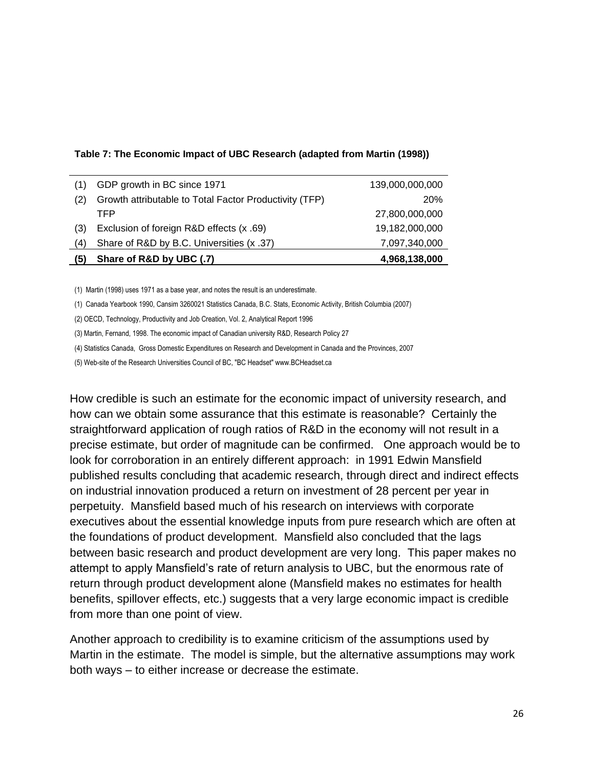**Table 7: The Economic Impact of UBC Research (adapted from Martin (1998))**

| | | |
|---|---|---|
| (1) | GDP growth in BC since 1971 | 139,000,000,000 |
| (2) | Growth attributable to Total Factor Productivity (TFP) | 20% |
| | TFP | 27,800,000,000 |
| (3) | Exclusion of foreign R&D effects (x .69) | 19,182,000,000 |
| (4) | Share of R&D by B.C. Universities (x .37) | 7,097,340,000 |
| **(5)** | **Share of R&D by UBC (.7)** | **4,968,138,000** |

(1) Martin (1998) uses 1971 as a base year, and notes the result is an underestimate.

(1) Canada Yearbook 1990, Cansim 3260021 Statistics Canada, B.C. Stats, Economic Activity, British Columbia (2007)

(2) OECD, Technology, Productivity and Job Creation, Vol. 2, Analytical Report 1996

(3) Martin, Fernand, 1998. The economic impact of Canadian university R&D, Research Policy 27

(4) Statistics Canada, Gross Domestic Expenditures on Research and Development in Canada and the Provinces, 2007

(5) Web-site of the Research Universities Council of BC, "BC Headset" www.BCHeadset.ca

How credible is such an estimate for the economic impact of university research, and how can we obtain some assurance that this estimate is reasonable? Certainly the straightforward application of rough ratios of R&D in the economy will not result in a precise estimate, but order of magnitude can be confirmed. One approach would be to look for corroboration in an entirely different approach: in 1991 Edwin Mansfield published results concluding that academic research, through direct and indirect effects on industrial innovation produced a return on investment of 28 percent per year in perpetuity. Mansfield based much of his research on interviews with corporate executives about the essential knowledge inputs from pure research which are often at the foundations of product development. Mansfield also concluded that the lags between basic research and product development are very long. This paper makes no attempt to apply Mansfield's rate of return analysis to UBC, but the enormous rate of return through product development alone (Mansfield makes no estimates for health benefits, spillover effects, etc.) suggests that a very large economic impact is credible from more than one point of view.

Another approach to credibility is to examine criticism of the assumptions used by Martin in the estimate. The model is simple, but the alternative assumptions may work both ways – to either increase or decrease the estimate.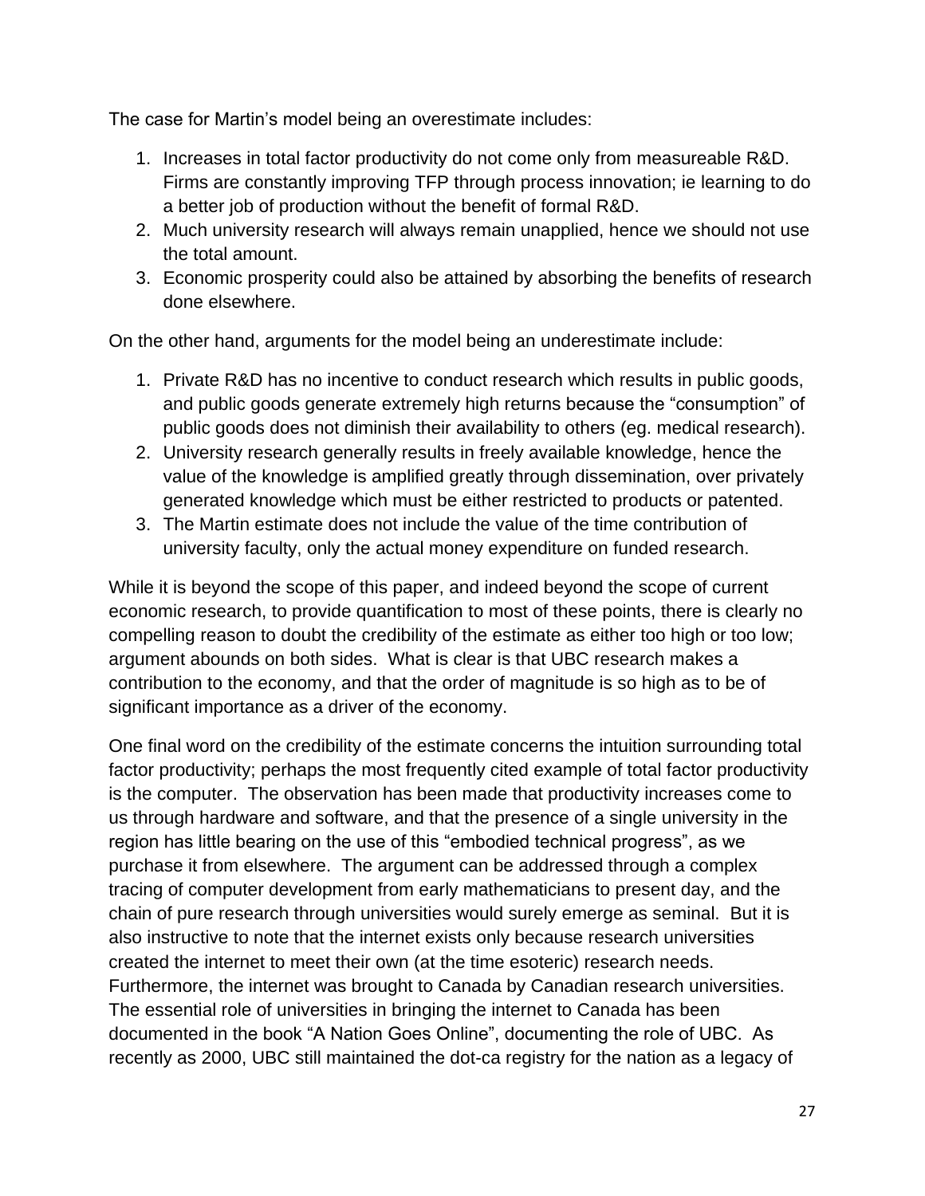The case for Martin's model being an overestimate includes:

1. Increases in total factor productivity do not come only from measureable R&D. Firms are constantly improving TFP through process innovation; ie learning to do a better job of production without the benefit of formal R&D.
2. Much university research will always remain unapplied, hence we should not use the total amount.
3. Economic prosperity could also be attained by absorbing the benefits of research done elsewhere.

On the other hand, arguments for the model being an underestimate include:

1. Private R&D has no incentive to conduct research which results in public goods, and public goods generate extremely high returns because the "consumption" of public goods does not diminish their availability to others (eg. medical research).
2. University research generally results in freely available knowledge, hence the value of the knowledge is amplified greatly through dissemination, over privately generated knowledge which must be either restricted to products or patented.
3. The Martin estimate does not include the value of the time contribution of university faculty, only the actual money expenditure on funded research.

While it is beyond the scope of this paper, and indeed beyond the scope of current economic research, to provide quantification to most of these points, there is clearly no compelling reason to doubt the credibility of the estimate as either too high or too low; argument abounds on both sides. What is clear is that UBC research makes a contribution to the economy, and that the order of magnitude is so high as to be of significant importance as a driver of the economy.

One final word on the credibility of the estimate concerns the intuition surrounding total factor productivity; perhaps the most frequently cited example of total factor productivity is the computer. The observation has been made that productivity increases come to us through hardware and software, and that the presence of a single university in the region has little bearing on the use of this "embodied technical progress", as we purchase it from elsewhere. The argument can be addressed through a complex tracing of computer development from early mathematicians to present day, and the chain of pure research through universities would surely emerge as seminal. But it is also instructive to note that the internet exists only because research universities created the internet to meet their own (at the time esoteric) research needs. Furthermore, the internet was brought to Canada by Canadian research universities. The essential role of universities in bringing the internet to Canada has been documented in the book "A Nation Goes Online", documenting the role of UBC. As recently as 2000, UBC still maintained the dot-ca registry for the nation as a legacy of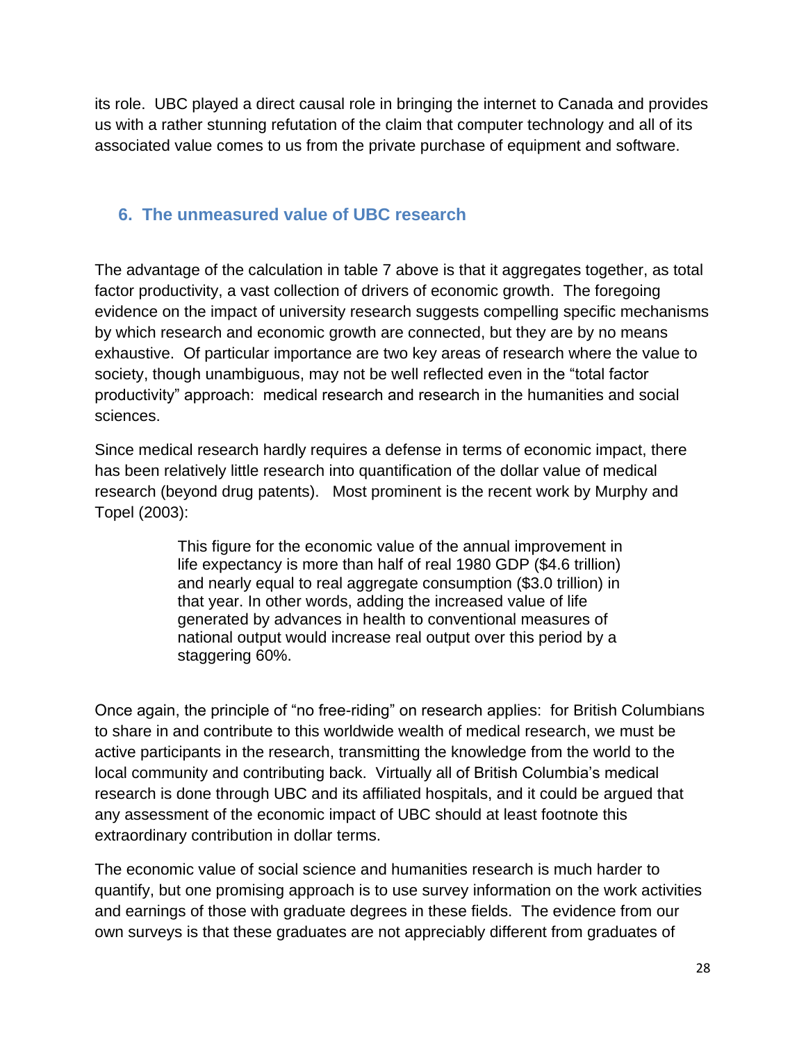its role. UBC played a direct causal role in bringing the internet to Canada and provides us with a rather stunning refutation of the claim that computer technology and all of its associated value comes to us from the private purchase of equipment and software.

## 6. The unmeasured value of UBC research

The advantage of the calculation in table 7 above is that it aggregates together, as total factor productivity, a vast collection of drivers of economic growth. The foregoing evidence on the impact of university research suggests compelling specific mechanisms by which research and economic growth are connected, but they are by no means exhaustive. Of particular importance are two key areas of research where the value to society, though unambiguous, may not be well reflected even in the "total factor productivity" approach: medical research and research in the humanities and social sciences.

Since medical research hardly requires a defense in terms of economic impact, there has been relatively little research into quantification of the dollar value of medical research (beyond drug patents). Most prominent is the recent work by Murphy and Topel (2003):

> This figure for the economic value of the annual improvement in life expectancy is more than half of real 1980 GDP ($4.6 trillion) and nearly equal to real aggregate consumption ($3.0 trillion) in that year. In other words, adding the increased value of life generated by advances in health to conventional measures of national output would increase real output over this period by a staggering 60%.

Once again, the principle of "no free-riding" on research applies: for British Columbians to share in and contribute to this worldwide wealth of medical research, we must be active participants in the research, transmitting the knowledge from the world to the local community and contributing back. Virtually all of British Columbia's medical research is done through UBC and its affiliated hospitals, and it could be argued that any assessment of the economic impact of UBC should at least footnote this extraordinary contribution in dollar terms.

The economic value of social science and humanities research is much harder to quantify, but one promising approach is to use survey information on the work activities and earnings of those with graduate degrees in these fields. The evidence from our own surveys is that these graduates are not appreciably different from graduates of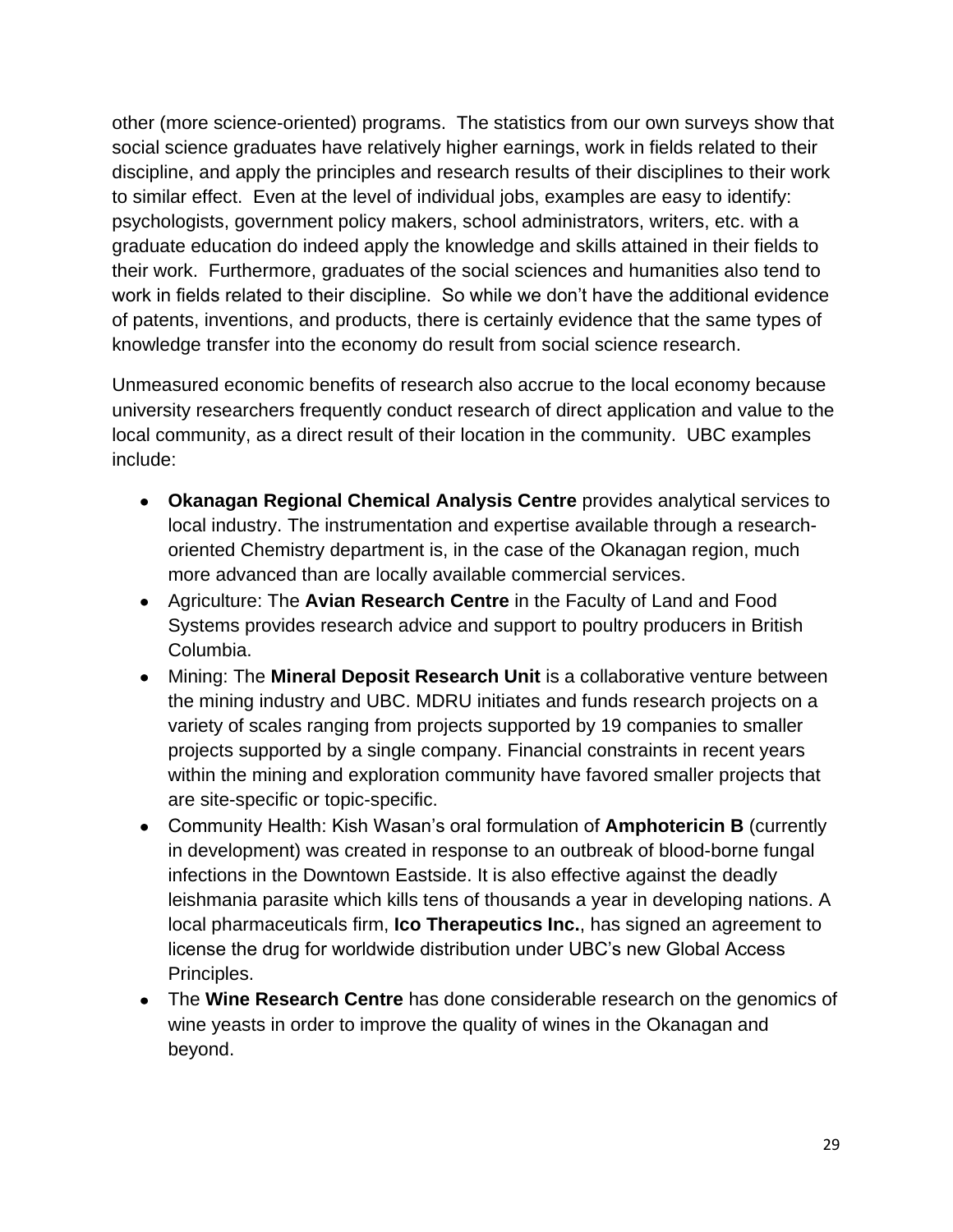other (more science-oriented) programs. The statistics from our own surveys show that social science graduates have relatively higher earnings, work in fields related to their discipline, and apply the principles and research results of their disciplines to their work to similar effect. Even at the level of individual jobs, examples are easy to identify: psychologists, government policy makers, school administrators, writers, etc. with a graduate education do indeed apply the knowledge and skills attained in their fields to their work. Furthermore, graduates of the social sciences and humanities also tend to work in fields related to their discipline. So while we don't have the additional evidence of patents, inventions, and products, there is certainly evidence that the same types of knowledge transfer into the economy do result from social science research.

Unmeasured economic benefits of research also accrue to the local economy because university researchers frequently conduct research of direct application and value to the local community, as a direct result of their location in the community. UBC examples include:

- **Okanagan Regional Chemical Analysis Centre** provides analytical services to local industry. The instrumentation and expertise available through a research-oriented Chemistry department is, in the case of the Okanagan region, much more advanced than are locally available commercial services.
- Agriculture: The **Avian Research Centre** in the Faculty of Land and Food Systems provides research advice and support to poultry producers in British Columbia.
- Mining: The **Mineral Deposit Research Unit** is a collaborative venture between the mining industry and UBC. MDRU initiates and funds research projects on a variety of scales ranging from projects supported by 19 companies to smaller projects supported by a single company. Financial constraints in recent years within the mining and exploration community have favored smaller projects that are site-specific or topic-specific.
- Community Health: Kish Wasan's oral formulation of **Amphotericin B** (currently in development) was created in response to an outbreak of blood-borne fungal infections in the Downtown Eastside. It is also effective against the deadly leishmania parasite which kills tens of thousands a year in developing nations. A local pharmaceuticals firm, **Ico Therapeutics Inc.**, has signed an agreement to license the drug for worldwide distribution under UBC's new Global Access Principles.
- The **Wine Research Centre** has done considerable research on the genomics of wine yeasts in order to improve the quality of wines in the Okanagan and beyond.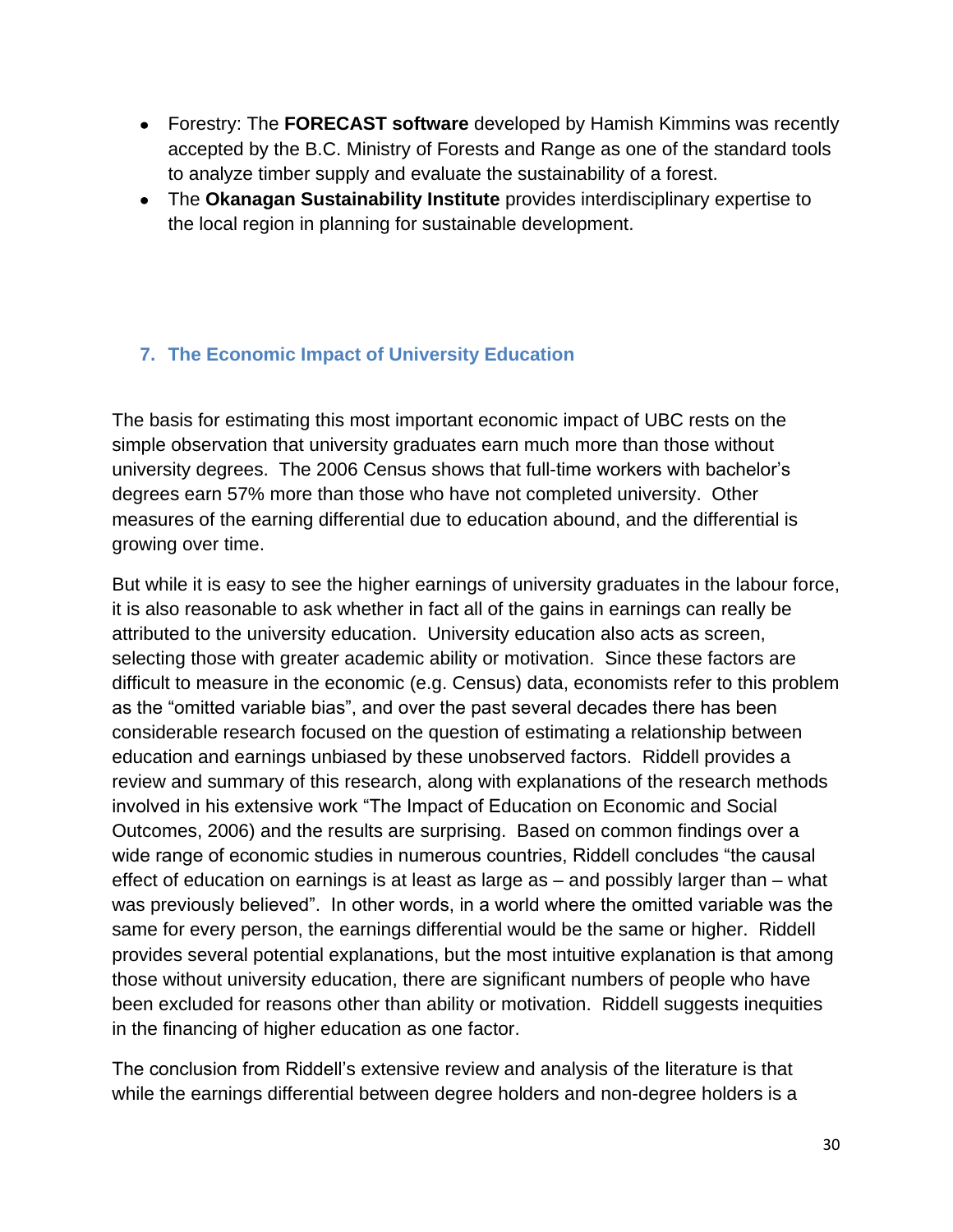- Forestry: The **FORECAST software** developed by Hamish Kimmins was recently accepted by the B.C. Ministry of Forests and Range as one of the standard tools to analyze timber supply and evaluate the sustainability of a forest.
- The **Okanagan Sustainability Institute** provides interdisciplinary expertise to the local region in planning for sustainable development.

## 7. The Economic Impact of University Education

The basis for estimating this most important economic impact of UBC rests on the simple observation that university graduates earn much more than those without university degrees. The 2006 Census shows that full-time workers with bachelor's degrees earn 57% more than those who have not completed university. Other measures of the earning differential due to education abound, and the differential is growing over time.

But while it is easy to see the higher earnings of university graduates in the labour force, it is also reasonable to ask whether in fact all of the gains in earnings can really be attributed to the university education. University education also acts as screen, selecting those with greater academic ability or motivation. Since these factors are difficult to measure in the economic (e.g. Census) data, economists refer to this problem as the "omitted variable bias", and over the past several decades there has been considerable research focused on the question of estimating a relationship between education and earnings unbiased by these unobserved factors. Riddell provides a review and summary of this research, along with explanations of the research methods involved in his extensive work "The Impact of Education on Economic and Social Outcomes, 2006) and the results are surprising. Based on common findings over a wide range of economic studies in numerous countries, Riddell concludes "the causal effect of education on earnings is at least as large as – and possibly larger than – what was previously believed". In other words, in a world where the omitted variable was the same for every person, the earnings differential would be the same or higher. Riddell provides several potential explanations, but the most intuitive explanation is that among those without university education, there are significant numbers of people who have been excluded for reasons other than ability or motivation. Riddell suggests inequities in the financing of higher education as one factor.

The conclusion from Riddell's extensive review and analysis of the literature is that while the earnings differential between degree holders and non-degree holders is a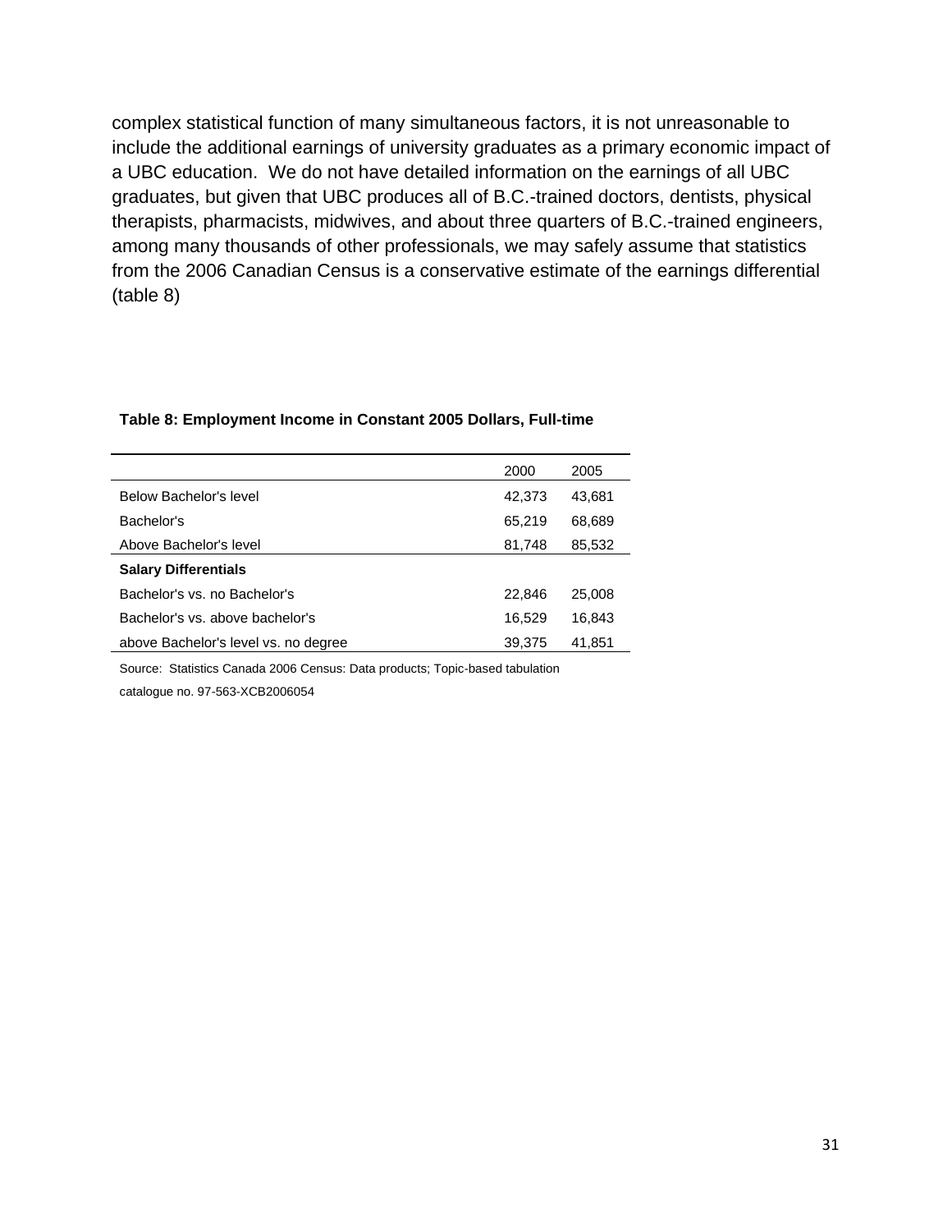complex statistical function of many simultaneous factors, it is not unreasonable to include the additional earnings of university graduates as a primary economic impact of a UBC education. We do not have detailed information on the earnings of all UBC graduates, but given that UBC produces all of B.C.-trained doctors, dentists, physical therapists, pharmacists, midwives, and about three quarters of B.C.-trained engineers, among many thousands of other professionals, we may safely assume that statistics from the 2006 Canadian Census is a conservative estimate of the earnings differential (table 8)

**Table 8: Employment Income in Constant 2005 Dollars, Full-time**

| | 2000 | 2005 |
|---|---|---|
| Below Bachelor's level | 42,373 | 43,681 |
| Bachelor's | 65,219 | 68,689 |
| Above Bachelor's level | 81,748 | 85,532 |
| **Salary Differentials** | | |
| Bachelor's vs. no Bachelor's | 22,846 | 25,008 |
| Bachelor's vs. above bachelor's | 16,529 | 16,843 |
| above Bachelor's level vs. no degree | 39,375 | 41,851 |

Source: Statistics Canada 2006 Census: Data products; Topic-based tabulation catalogue no. 97-563-XCB2006054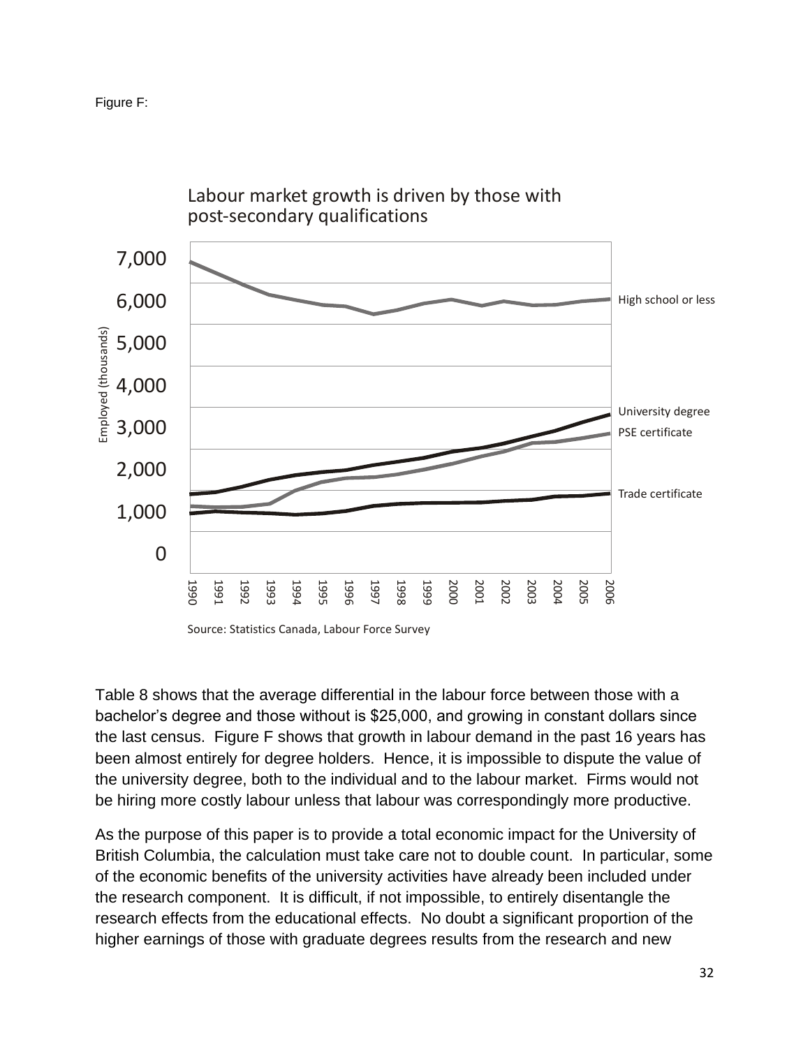Figure F:

Labour market growth is driven by those with post-secondary qualifications

Source: Statistics Canada, Labour Force Survey

Table 8 shows that the average differential in the labour force between those with a bachelor's degree and those without is $25,000, and growing in constant dollars since the last census. Figure F shows that growth in labour demand in the past 16 years has been almost entirely for degree holders. Hence, it is impossible to dispute the value of the university degree, both to the individual and to the labour market. Firms would not be hiring more costly labour unless that labour was correspondingly more productive.

As the purpose of this paper is to provide a total economic impact for the University of British Columbia, the calculation must take care not to double count. In particular, some of the economic benefits of the university activities have already been included under the research component. It is difficult, if not impossible, to entirely disentangle the research effects from the educational effects. No doubt a significant proportion of the higher earnings of those with graduate degrees results from the research and new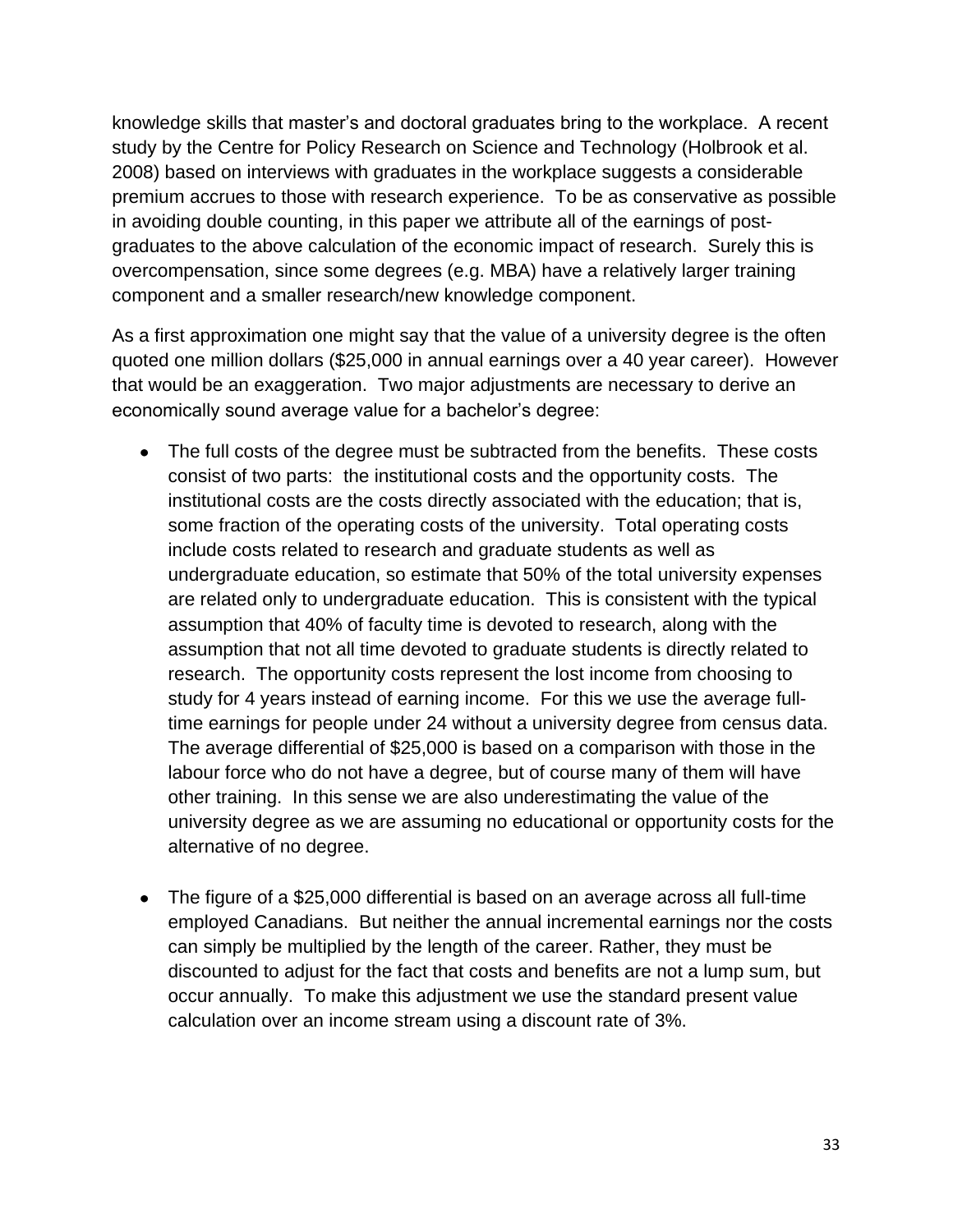knowledge skills that master's and doctoral graduates bring to the workplace. A recent study by the Centre for Policy Research on Science and Technology (Holbrook et al. 2008) based on interviews with graduates in the workplace suggests a considerable premium accrues to those with research experience. To be as conservative as possible in avoiding double counting, in this paper we attribute all of the earnings of post-graduates to the above calculation of the economic impact of research. Surely this is overcompensation, since some degrees (e.g. MBA) have a relatively larger training component and a smaller research/new knowledge component.

As a first approximation one might say that the value of a university degree is the often quoted one million dollars ($25,000 in annual earnings over a 40 year career). However that would be an exaggeration. Two major adjustments are necessary to derive an economically sound average value for a bachelor's degree:

- The full costs of the degree must be subtracted from the benefits. These costs consist of two parts: the institutional costs and the opportunity costs. The institutional costs are the costs directly associated with the education; that is, some fraction of the operating costs of the university. Total operating costs include costs related to research and graduate students as well as undergraduate education, so estimate that 50% of the total university expenses are related only to undergraduate education. This is consistent with the typical assumption that 40% of faculty time is devoted to research, along with the assumption that not all time devoted to graduate students is directly related to research. The opportunity costs represent the lost income from choosing to study for 4 years instead of earning income. For this we use the average full-time earnings for people under 24 without a university degree from census data. The average differential of $25,000 is based on a comparison with those in the labour force who do not have a degree, but of course many of them will have other training. In this sense we are also underestimating the value of the university degree as we are assuming no educational or opportunity costs for the alternative of no degree.

- The figure of a $25,000 differential is based on an average across all full-time employed Canadians. But neither the annual incremental earnings nor the costs can simply be multiplied by the length of the career. Rather, they must be discounted to adjust for the fact that costs and benefits are not a lump sum, but occur annually. To make this adjustment we use the standard present value calculation over an income stream using a discount rate of 3%.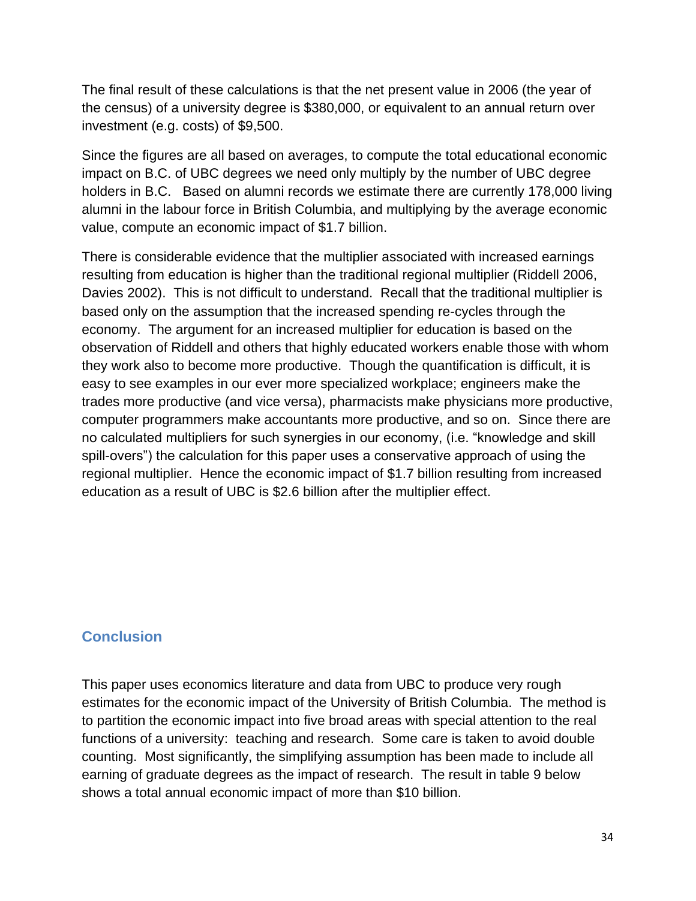The final result of these calculations is that the net present value in 2006 (the year of the census) of a university degree is $380,000, or equivalent to an annual return over investment (e.g. costs) of $9,500.

Since the figures are all based on averages, to compute the total educational economic impact on B.C. of UBC degrees we need only multiply by the number of UBC degree holders in B.C.  Based on alumni records we estimate there are currently 178,000 living alumni in the labour force in British Columbia, and multiplying by the average economic value, compute an economic impact of $1.7 billion.

There is considerable evidence that the multiplier associated with increased earnings resulting from education is higher than the traditional regional multiplier (Riddell 2006, Davies 2002).  This is not difficult to understand.  Recall that the traditional multiplier is based only on the assumption that the increased spending re-cycles through the economy.  The argument for an increased multiplier for education is based on the observation of Riddell and others that highly educated workers enable those with whom they work also to become more productive.  Though the quantification is difficult, it is easy to see examples in our ever more specialized workplace; engineers make the trades more productive (and vice versa), pharmacists make physicians more productive, computer programmers make accountants more productive, and so on.  Since there are no calculated multipliers for such synergies in our economy, (i.e. "knowledge and skill spill-overs") the calculation for this paper uses a conservative approach of using the regional multiplier.  Hence the economic impact of $1.7 billion resulting from increased education as a result of UBC is $2.6 billion after the multiplier effect.

## Conclusion

This paper uses economics literature and data from UBC to produce very rough estimates for the economic impact of the University of British Columbia.  The method is to partition the economic impact into five broad areas with special attention to the real functions of a university:  teaching and research.  Some care is taken to avoid double counting.  Most significantly, the simplifying assumption has been made to include all earning of graduate degrees as the impact of research.  The result in table 9 below shows a total annual economic impact of more than $10 billion.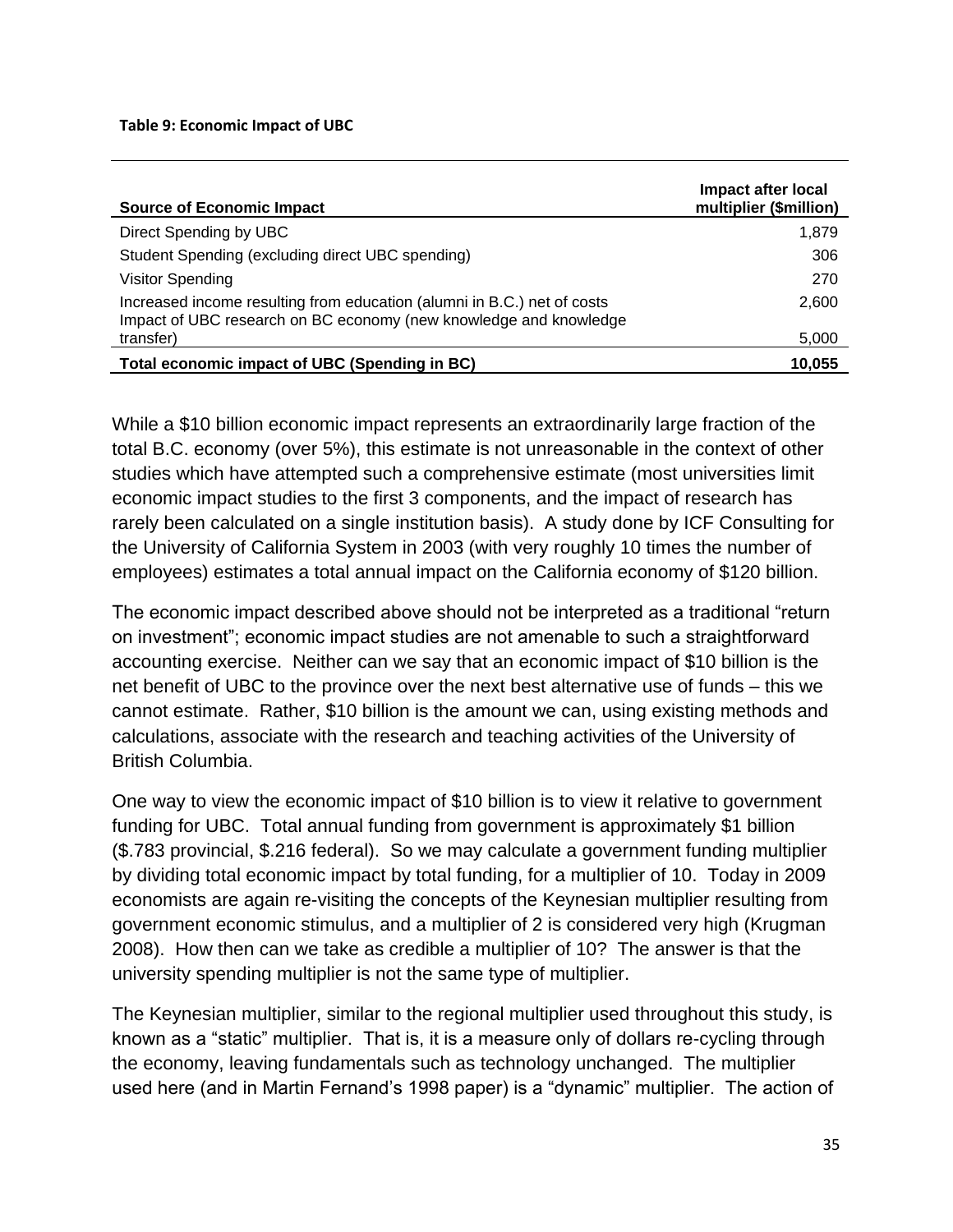**Table 9: Economic Impact of UBC**

| Source of Economic Impact | Impact after local multiplier ($million) |
|---|---|
| Direct Spending by UBC | 1,879 |
| Student Spending (excluding direct UBC spending) | 306 |
| Visitor Spending | 270 |
| Increased income resulting from education (alumni in B.C.) net of costs | 2,600 |
| Impact of UBC research on BC economy (new knowledge and knowledge transfer) | 5,000 |
| **Total economic impact of UBC (Spending in BC)** | **10,055** |

While a $10 billion economic impact represents an extraordinarily large fraction of the total B.C. economy (over 5%), this estimate is not unreasonable in the context of other studies which have attempted such a comprehensive estimate (most universities limit economic impact studies to the first 3 components, and the impact of research has rarely been calculated on a single institution basis). A study done by ICF Consulting for the University of California System in 2003 (with very roughly 10 times the number of employees) estimates a total annual impact on the California economy of $120 billion.

The economic impact described above should not be interpreted as a traditional "return on investment"; economic impact studies are not amenable to such a straightforward accounting exercise. Neither can we say that an economic impact of $10 billion is the net benefit of UBC to the province over the next best alternative use of funds – this we cannot estimate. Rather, $10 billion is the amount we can, using existing methods and calculations, associate with the research and teaching activities of the University of British Columbia.

One way to view the economic impact of $10 billion is to view it relative to government funding for UBC. Total annual funding from government is approximately $1 billion ($.783 provincial, $.216 federal). So we may calculate a government funding multiplier by dividing total economic impact by total funding, for a multiplier of 10. Today in 2009 economists are again re-visiting the concepts of the Keynesian multiplier resulting from government economic stimulus, and a multiplier of 2 is considered very high (Krugman 2008). How then can we take as credible a multiplier of 10? The answer is that the university spending multiplier is not the same type of multiplier.

The Keynesian multiplier, similar to the regional multiplier used throughout this study, is known as a "static" multiplier. That is, it is a measure only of dollars re-cycling through the economy, leaving fundamentals such as technology unchanged. The multiplier used here (and in Martin Fernand's 1998 paper) is a "dynamic" multiplier. The action of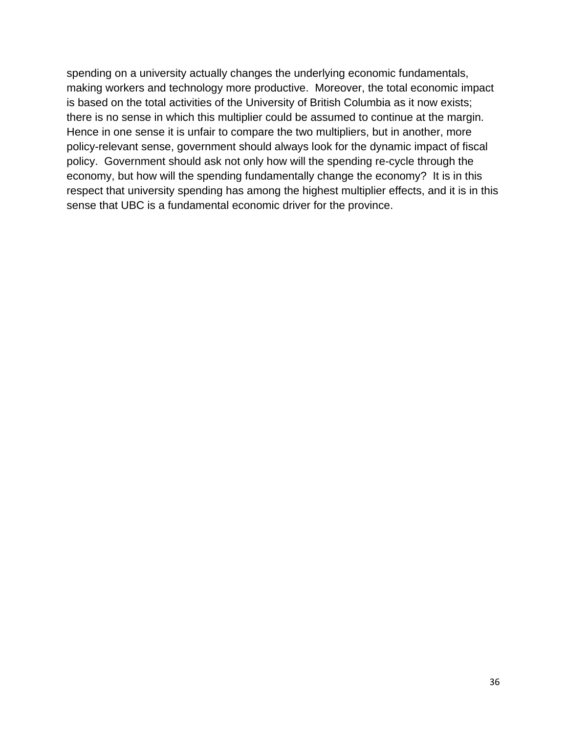spending on a university actually changes the underlying economic fundamentals, making workers and technology more productive. Moreover, the total economic impact is based on the total activities of the University of British Columbia as it now exists; there is no sense in which this multiplier could be assumed to continue at the margin. Hence in one sense it is unfair to compare the two multipliers, but in another, more policy-relevant sense, government should always look for the dynamic impact of fiscal policy. Government should ask not only how will the spending re-cycle through the economy, but how will the spending fundamentally change the economy? It is in this respect that university spending has among the highest multiplier effects, and it is in this sense that UBC is a fundamental economic driver for the province.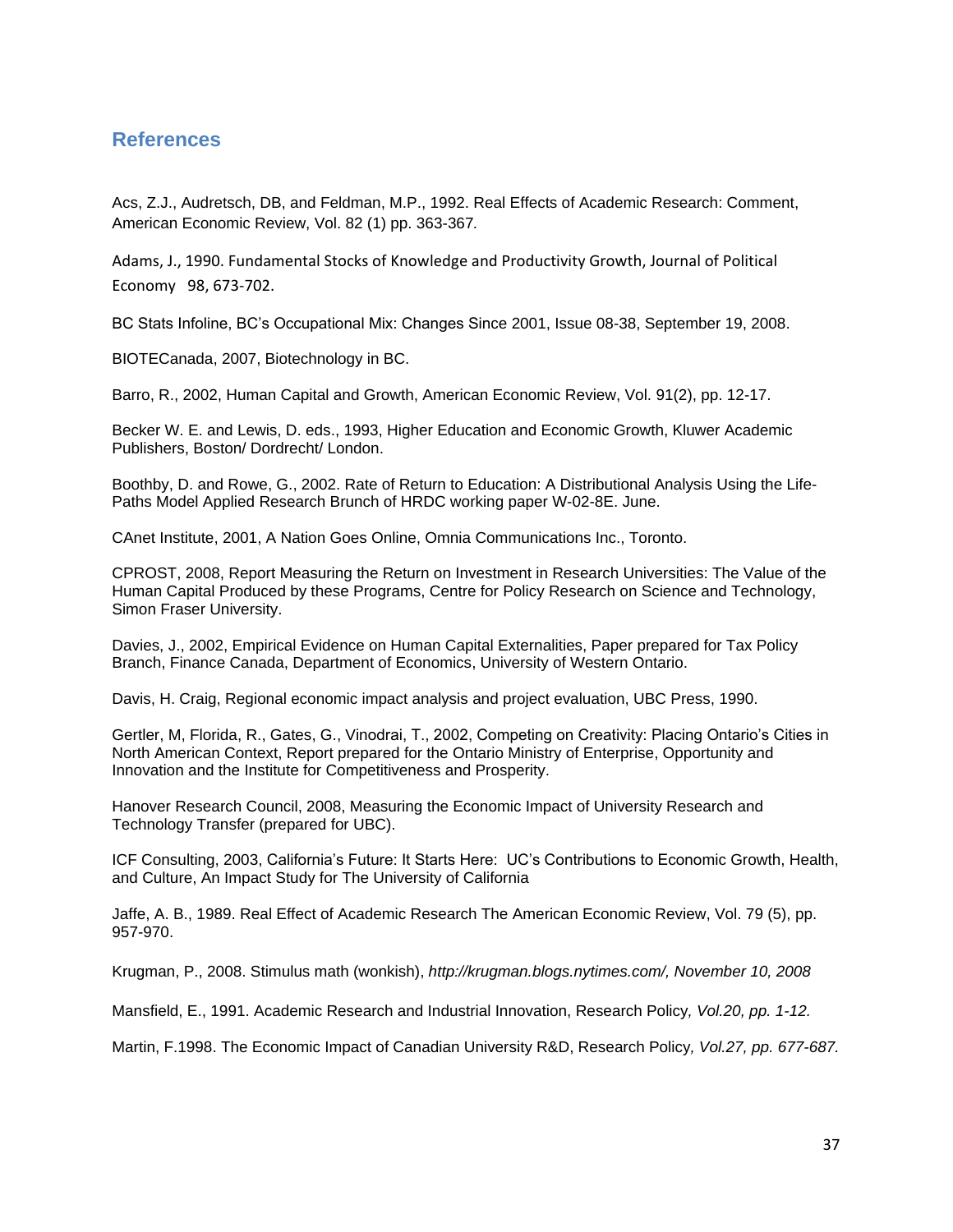## References

Acs, Z.J., Audretsch, DB, and Feldman, M.P., 1992. Real Effects of Academic Research: Comment, American Economic Review, Vol. 82 (1) pp. 363-367.

Adams, J., 1990. Fundamental Stocks of Knowledge and Productivity Growth, Journal of Political Economy 98, 673-702.

BC Stats Infoline, BC's Occupational Mix: Changes Since 2001, Issue 08-38, September 19, 2008.

BIOTECanada, 2007, Biotechnology in BC.

Barro, R., 2002, Human Capital and Growth, American Economic Review, Vol. 91(2), pp. 12-17.

Becker W. E. and Lewis, D. eds., 1993, Higher Education and Economic Growth, Kluwer Academic Publishers, Boston/ Dordrecht/ London.

Boothby, D. and Rowe, G., 2002. Rate of Return to Education: A Distributional Analysis Using the Life-Paths Model Applied Research Brunch of HRDC working paper W-02-8E. June.

CAnet Institute, 2001, A Nation Goes Online, Omnia Communications Inc., Toronto.

CPROST, 2008, Report Measuring the Return on Investment in Research Universities: The Value of the Human Capital Produced by these Programs, Centre for Policy Research on Science and Technology, Simon Fraser University.

Davies, J., 2002, Empirical Evidence on Human Capital Externalities, Paper prepared for Tax Policy Branch, Finance Canada, Department of Economics, University of Western Ontario.

Davis, H. Craig, Regional economic impact analysis and project evaluation, UBC Press, 1990.

Gertler, M, Florida, R., Gates, G., Vinodrai, T., 2002, Competing on Creativity: Placing Ontario's Cities in North American Context, Report prepared for the Ontario Ministry of Enterprise, Opportunity and Innovation and the Institute for Competitiveness and Prosperity.

Hanover Research Council, 2008, Measuring the Economic Impact of University Research and Technology Transfer (prepared for UBC).

ICF Consulting, 2003, California's Future: It Starts Here: UC's Contributions to Economic Growth, Health, and Culture, An Impact Study for The University of California

Jaffe, A. B., 1989. Real Effect of Academic Research The American Economic Review, Vol. 79 (5), pp. 957-970.

Krugman, P., 2008. Stimulus math (wonkish), *http://krugman.blogs.nytimes.com/, November 10, 2008*

Mansfield, E., 1991. Academic Research and Industrial Innovation, Research Policy*, Vol.20, pp. 1-12.*

Martin, F.1998. The Economic Impact of Canadian University R&D, Research Policy*, Vol.27, pp. 677-687.*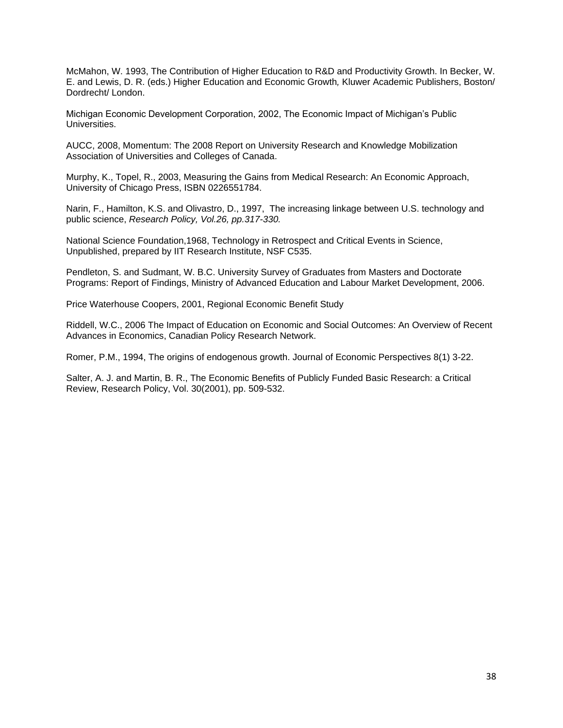McMahon, W. 1993, The Contribution of Higher Education to R&D and Productivity Growth. In Becker, W. E. and Lewis, D. R. (eds.) Higher Education and Economic Growth*,* Kluwer Academic Publishers, Boston/ Dordrecht/ London.

Michigan Economic Development Corporation, 2002, The Economic Impact of Michigan's Public Universities.

AUCC, 2008, Momentum: The 2008 Report on University Research and Knowledge Mobilization Association of Universities and Colleges of Canada.

Murphy, K., Topel, R., 2003, Measuring the Gains from Medical Research: An Economic Approach, University of Chicago Press, ISBN 0226551784.

Narin, F., Hamilton, K.S. and Olivastro, D., 1997, The increasing linkage between U.S. technology and public science, *Research Policy, Vol.26, pp.317-330.*

National Science Foundation,1968, Technology in Retrospect and Critical Events in Science, Unpublished, prepared by IIT Research Institute, NSF C535.

Pendleton, S. and Sudmant, W. B.C. University Survey of Graduates from Masters and Doctorate Programs: Report of Findings, Ministry of Advanced Education and Labour Market Development, 2006.

Price Waterhouse Coopers, 2001, Regional Economic Benefit Study

Riddell, W.C., 2006 The Impact of Education on Economic and Social Outcomes: An Overview of Recent Advances in Economics, Canadian Policy Research Network.

Romer, P.M., 1994, The origins of endogenous growth. Journal of Economic Perspectives 8(1) 3-22.

Salter, A. J. and Martin, B. R., The Economic Benefits of Publicly Funded Basic Research: a Critical Review, Research Policy, Vol. 30(2001), pp. 509-532.